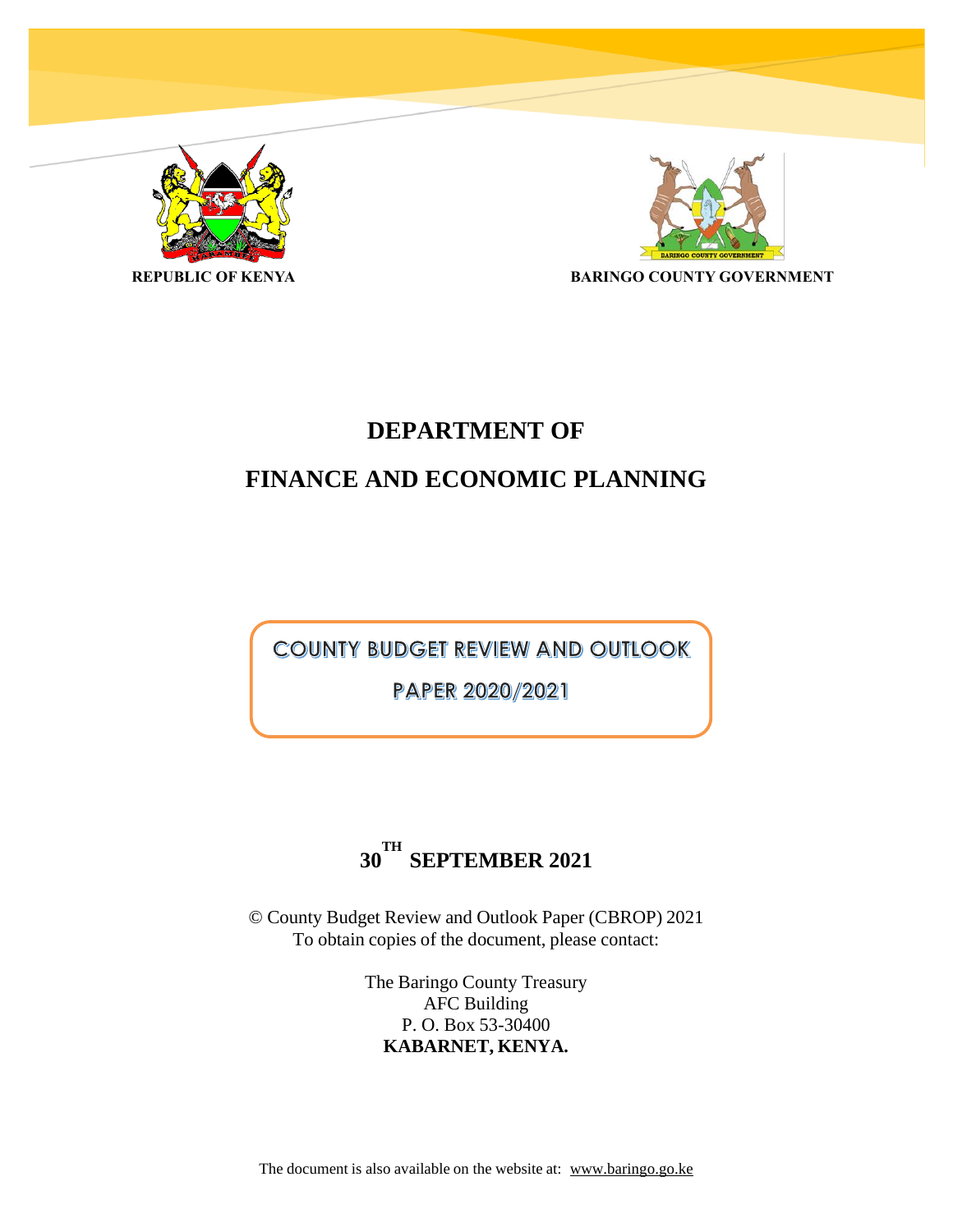REPUBLIC OF KENYA

BARINGO COUNTY GOVERNMENT

# DEPARTMENT OF

# FINANCE AND ECONOMIC PLANNING

## COUNTY BUDGET REVIEW AND OUTLOOK PAPER 2020/2021

**30TH SEPTEMBER 2021**

© County Budget Review and Outlook Paper (CBROP) 2021
To obtain copies of the document, please contact:

The Baringo County Treasury
AFC Building
P. O. Box 53-30400
**KABARNET, KENYA.**

The document is also available on the website at: www.baringo.go.ke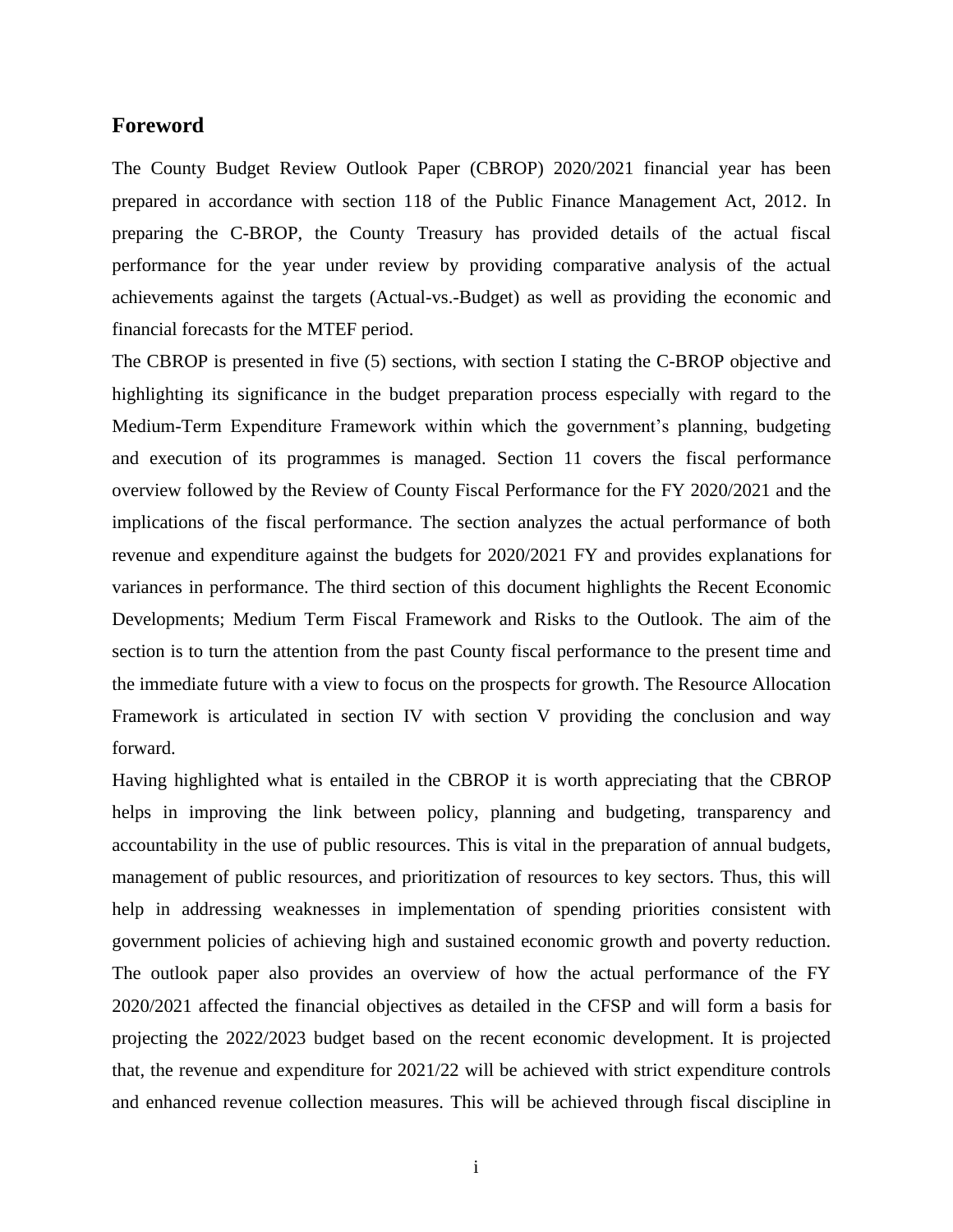## Foreword

The County Budget Review Outlook Paper (CBROP) 2020/2021 financial year has been prepared in accordance with section 118 of the Public Finance Management Act, 2012. In preparing the C-BROP, the County Treasury has provided details of the actual fiscal performance for the year under review by providing comparative analysis of the actual achievements against the targets (Actual-vs.-Budget) as well as providing the economic and financial forecasts for the MTEF period.

The CBROP is presented in five (5) sections, with section I stating the C-BROP objective and highlighting its significance in the budget preparation process especially with regard to the Medium-Term Expenditure Framework within which the government's planning, budgeting and execution of its programmes is managed. Section 11 covers the fiscal performance overview followed by the Review of County Fiscal Performance for the FY 2020/2021 and the implications of the fiscal performance. The section analyzes the actual performance of both revenue and expenditure against the budgets for 2020/2021 FY and provides explanations for variances in performance. The third section of this document highlights the Recent Economic Developments; Medium Term Fiscal Framework and Risks to the Outlook. The aim of the section is to turn the attention from the past County fiscal performance to the present time and the immediate future with a view to focus on the prospects for growth. The Resource Allocation Framework is articulated in section IV with section V providing the conclusion and way forward.

Having highlighted what is entailed in the CBROP it is worth appreciating that the CBROP helps in improving the link between policy, planning and budgeting, transparency and accountability in the use of public resources. This is vital in the preparation of annual budgets, management of public resources, and prioritization of resources to key sectors. Thus, this will help in addressing weaknesses in implementation of spending priorities consistent with government policies of achieving high and sustained economic growth and poverty reduction. The outlook paper also provides an overview of how the actual performance of the FY 2020/2021 affected the financial objectives as detailed in the CFSP and will form a basis for projecting the 2022/2023 budget based on the recent economic development. It is projected that, the revenue and expenditure for 2021/22 will be achieved with strict expenditure controls and enhanced revenue collection measures. This will be achieved through fiscal discipline in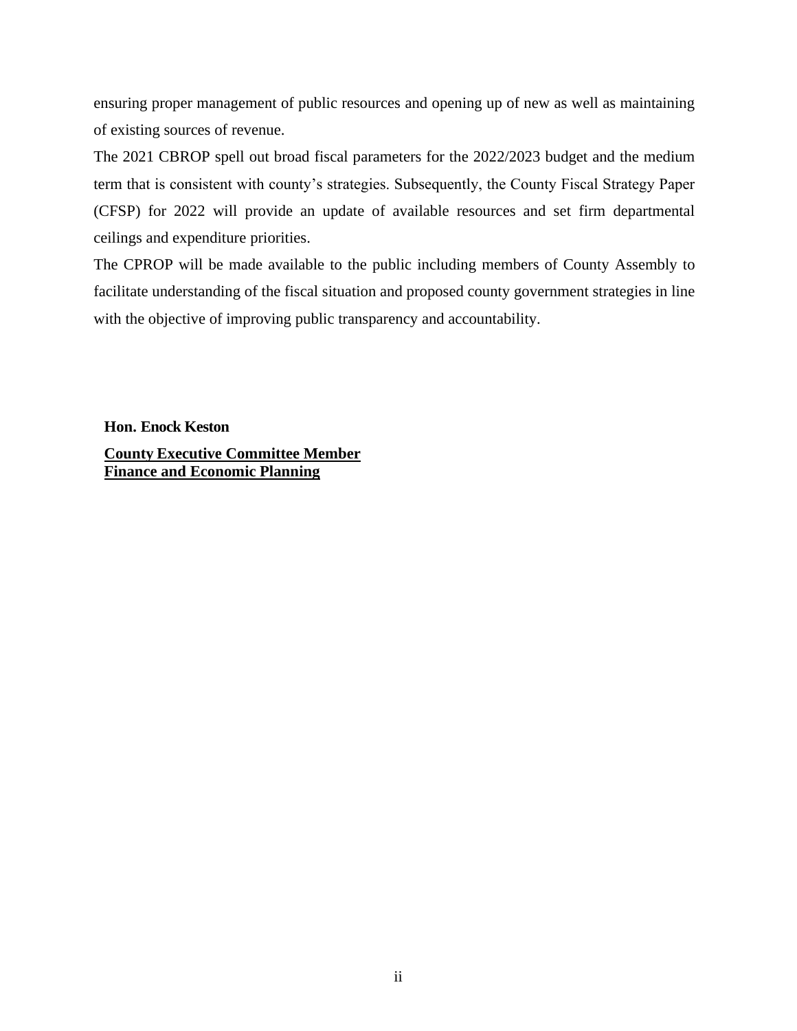ensuring proper management of public resources and opening up of new as well as maintaining of existing sources of revenue.

The 2021 CBROP spell out broad fiscal parameters for the 2022/2023 budget and the medium term that is consistent with county's strategies. Subsequently, the County Fiscal Strategy Paper (CFSP) for 2022 will provide an update of available resources and set firm departmental ceilings and expenditure priorities.

The CPROP will be made available to the public including members of County Assembly to facilitate understanding of the fiscal situation and proposed county government strategies in line with the objective of improving public transparency and accountability.

**Hon. Enock Keston**

**County Executive Committee Member**
**Finance and Economic Planning**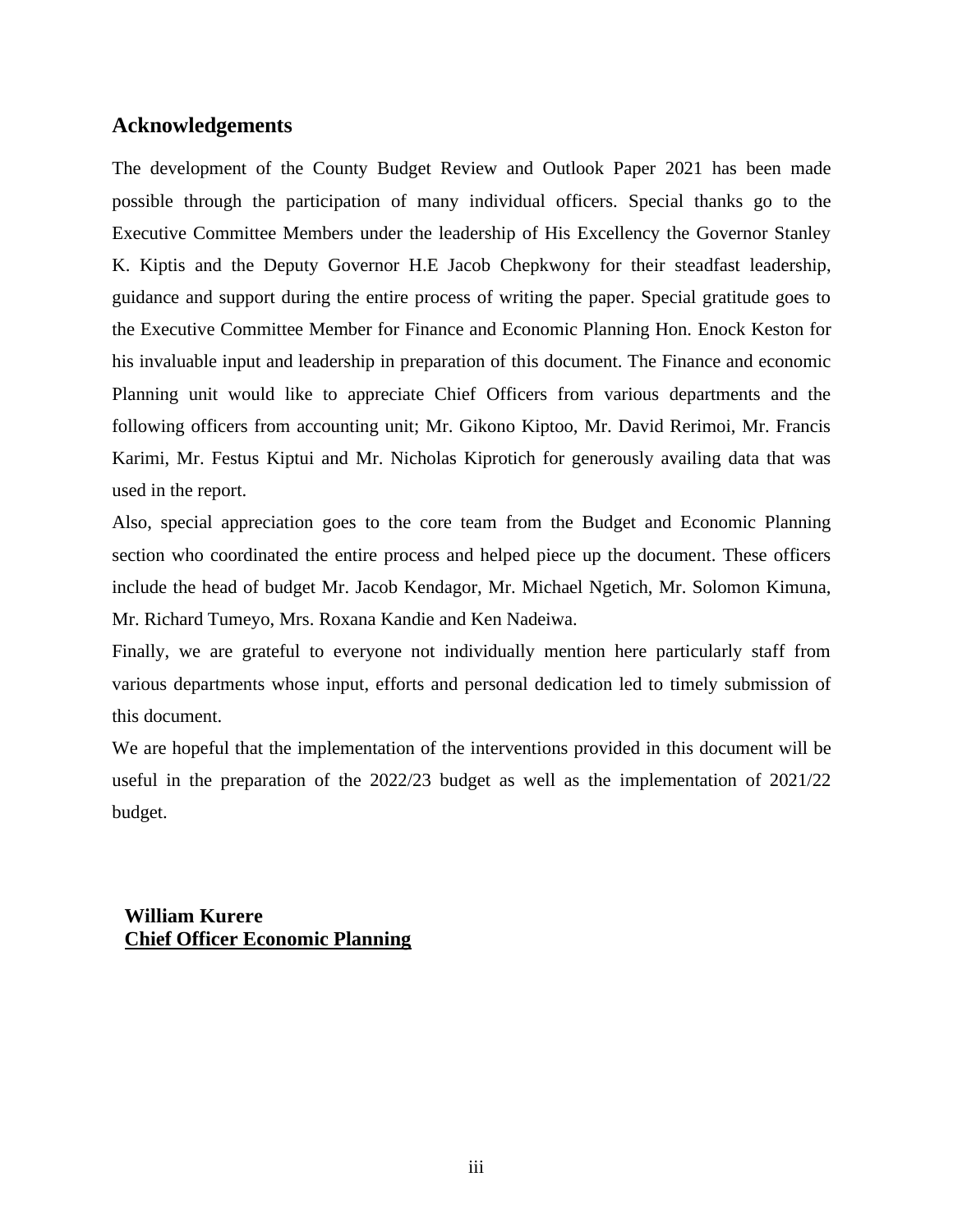## Acknowledgements

The development of the County Budget Review and Outlook Paper 2021 has been made possible through the participation of many individual officers. Special thanks go to the Executive Committee Members under the leadership of His Excellency the Governor Stanley K. Kiptis and the Deputy Governor H.E Jacob Chepkwony for their steadfast leadership, guidance and support during the entire process of writing the paper. Special gratitude goes to the Executive Committee Member for Finance and Economic Planning Hon. Enock Keston for his invaluable input and leadership in preparation of this document. The Finance and economic Planning unit would like to appreciate Chief Officers from various departments and the following officers from accounting unit; Mr. Gikono Kiptoo, Mr. David Rerimoi, Mr. Francis Karimi, Mr. Festus Kiptui and Mr. Nicholas Kiprotich for generously availing data that was used in the report.

Also, special appreciation goes to the core team from the Budget and Economic Planning section who coordinated the entire process and helped piece up the document. These officers include the head of budget Mr. Jacob Kendagor, Mr. Michael Ngetich, Mr. Solomon Kimuna, Mr. Richard Tumeyo, Mrs. Roxana Kandie and Ken Nadeiwa.

Finally, we are grateful to everyone not individually mention here particularly staff from various departments whose input, efforts and personal dedication led to timely submission of this document.

We are hopeful that the implementation of the interventions provided in this document will be useful in the preparation of the 2022/23 budget as well as the implementation of 2021/22 budget.

**William Kurere**
**Chief Officer Economic Planning**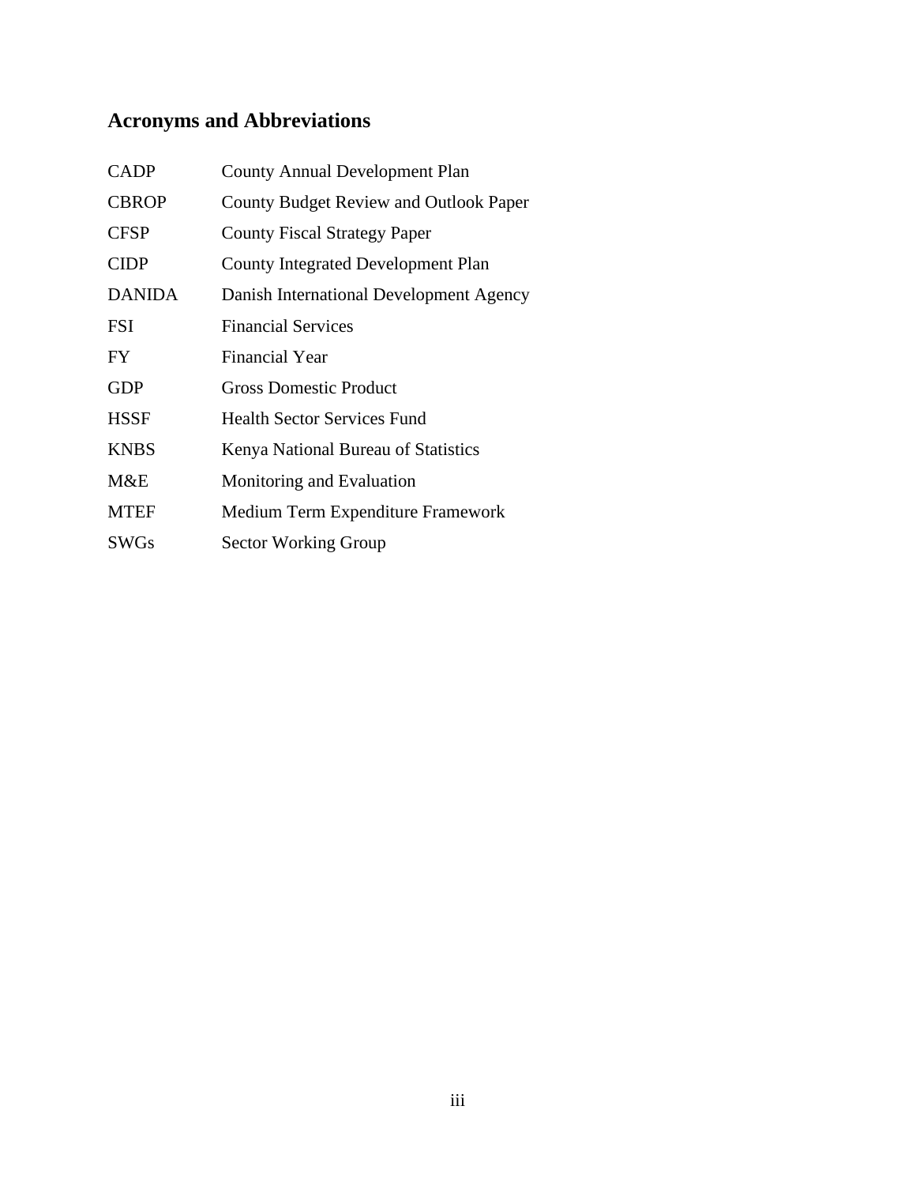## Acronyms and Abbreviations

| | |
|---|---|
| CADP | County Annual Development Plan |
| CBROP | County Budget Review and Outlook Paper |
| CFSP | County Fiscal Strategy Paper |
| CIDP | County Integrated Development Plan |
| DANIDA | Danish International Development Agency |
| FSI | Financial Services |
| FY | Financial Year |
| GDP | Gross Domestic Product |
| HSSF | Health Sector Services Fund |
| KNBS | Kenya National Bureau of Statistics |
| M&E | Monitoring and Evaluation |
| MTEF | Medium Term Expenditure Framework |
| SWGs | Sector Working Group |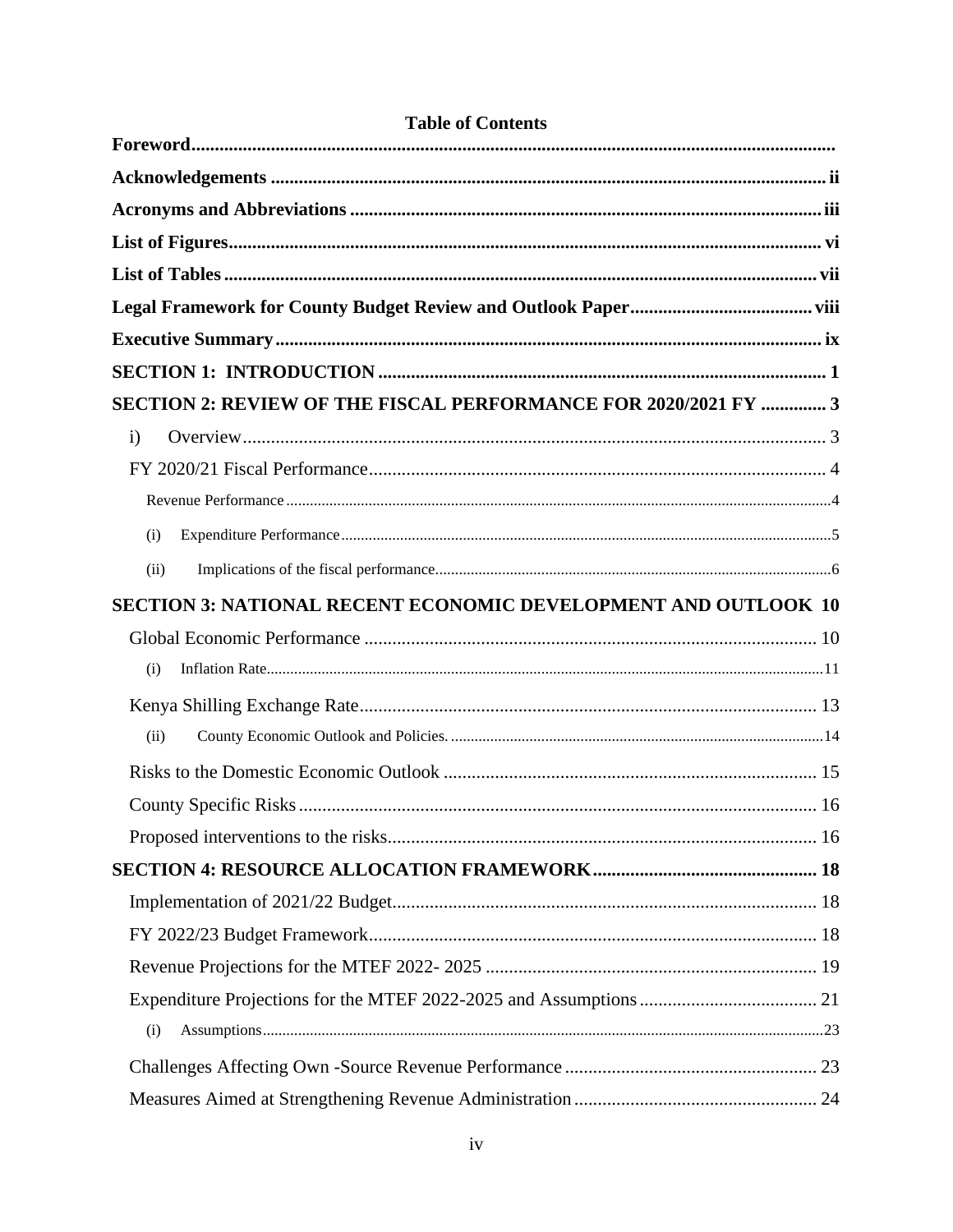**Table of Contents**

**Foreword**

**Acknowledgements** ii

**Acronyms and Abbreviations** iii

**List of Figures** vi

**List of Tables** vii

**Legal Framework for County Budget Review and Outlook Paper** viii

**Executive Summary** ix

**SECTION 1: INTRODUCTION** 1

**SECTION 2: REVIEW OF THE FISCAL PERFORMANCE FOR 2020/2021 FY** 3

- i) Overview 3
- FY 2020/21 Fiscal Performance 4
  - Revenue Performance 4
  - (i) Expenditure Performance 5
  - (ii) Implications of the fiscal performance 6

**SECTION 3: NATIONAL RECENT ECONOMIC DEVELOPMENT AND OUTLOOK** 10

- Global Economic Performance 10
  - (i) Inflation Rate 11
- Kenya Shilling Exchange Rate 13
  - (ii) County Economic Outlook and Policies. 14
- Risks to the Domestic Economic Outlook 15
- County Specific Risks 16
- Proposed interventions to the risks 16

**SECTION 4: RESOURCE ALLOCATION FRAMEWORK** 18

- Implementation of 2021/22 Budget 18
- FY 2022/23 Budget Framework 18
- Revenue Projections for the MTEF 2022- 2025 19
- Expenditure Projections for the MTEF 2022-2025 and Assumptions 21
  - (i) Assumptions 23
- Challenges Affecting Own -Source Revenue Performance 23
- Measures Aimed at Strengthening Revenue Administration 24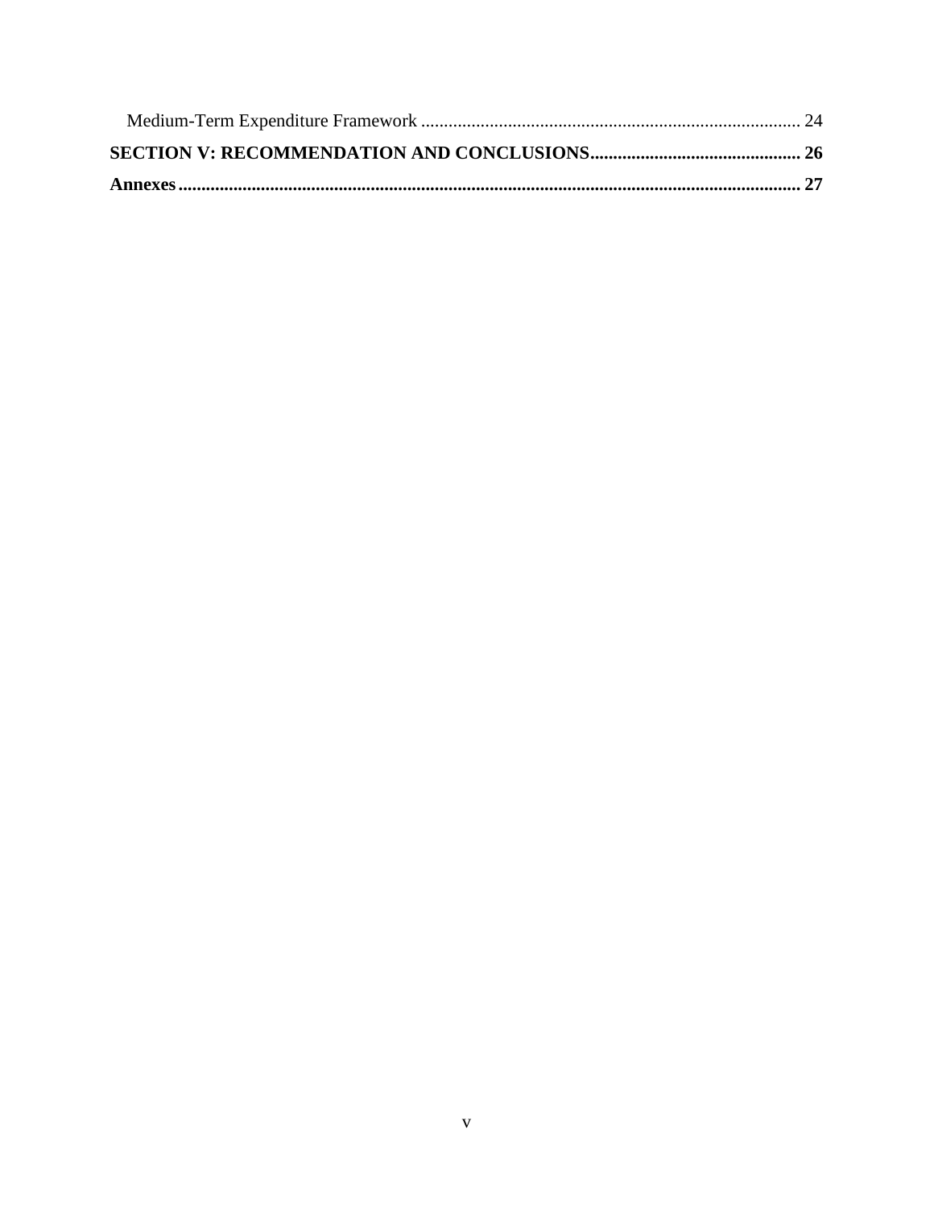Medium-Term Expenditure Framework ..................................................................................... 24

**SECTION V: RECOMMENDATION AND CONCLUSIONS.............................................. 26**

**Annexes ........................................................................................................................................ 27**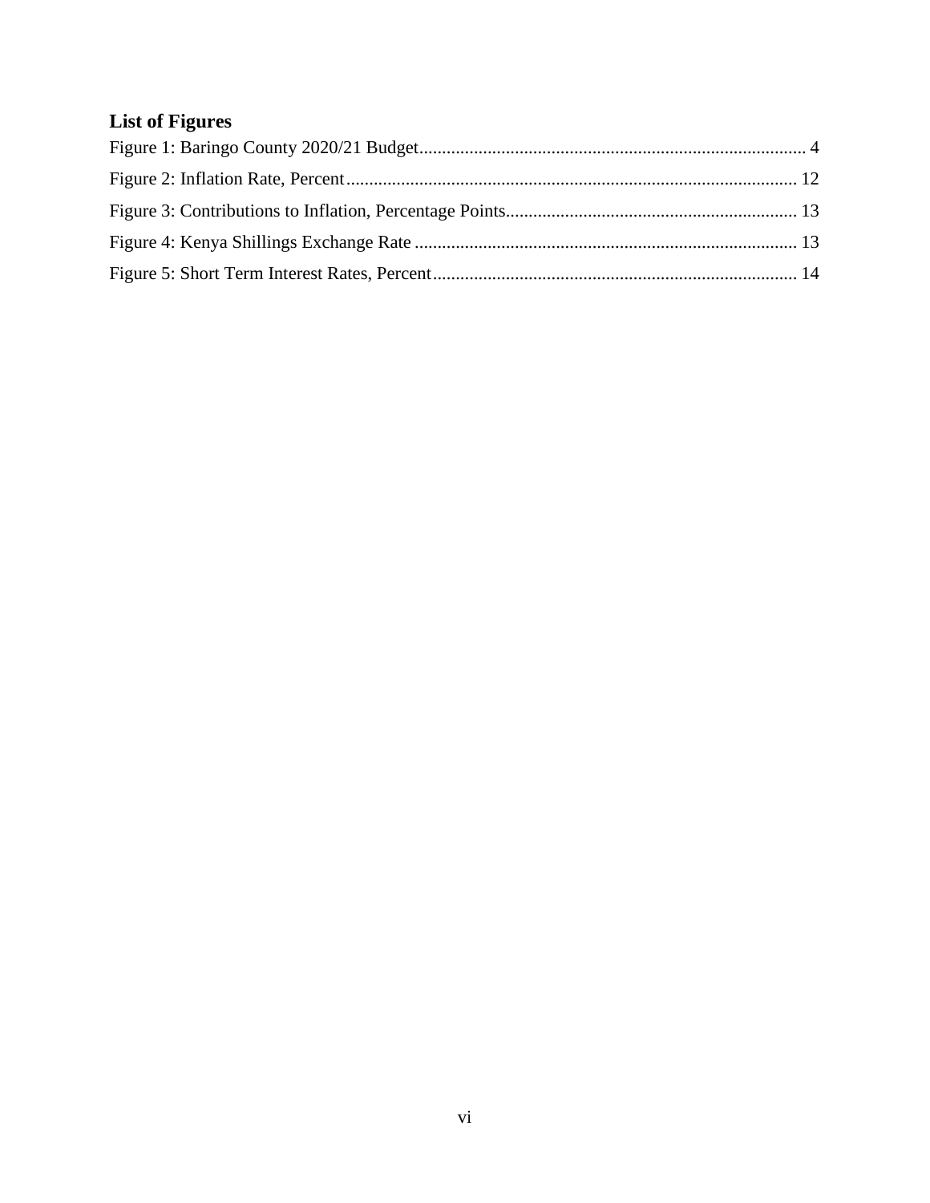## List of Figures

Figure 1: Baringo County 2020/21 Budget.................................................................................... 4

Figure 2: Inflation Rate, Percent.................................................................................................. 12

Figure 3: Contributions to Inflation, Percentage Points............................................................... 13

Figure 4: Kenya Shillings Exchange Rate ................................................................................... 13

Figure 5: Short Term Interest Rates, Percent............................................................................... 14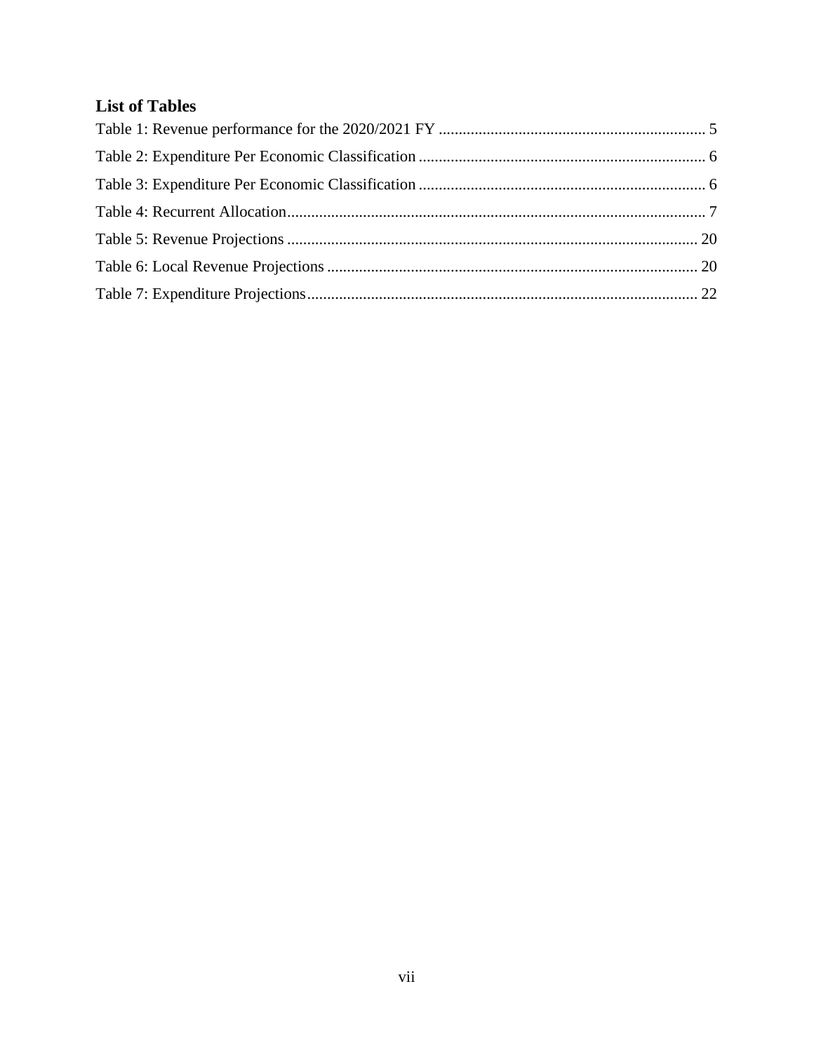## List of Tables

Table 1: Revenue performance for the 2020/2021 FY .................................................................. 5

Table 2: Expenditure Per Economic Classification ....................................................................... 6

Table 3: Expenditure Per Economic Classification ....................................................................... 6

Table 4: Recurrent Allocation......................................................................................................... 7

Table 5: Revenue Projections ....................................................................................................... 20

Table 6: Local Revenue Projections ............................................................................................ 20

Table 7: Expenditure Projections.................................................................................................. 22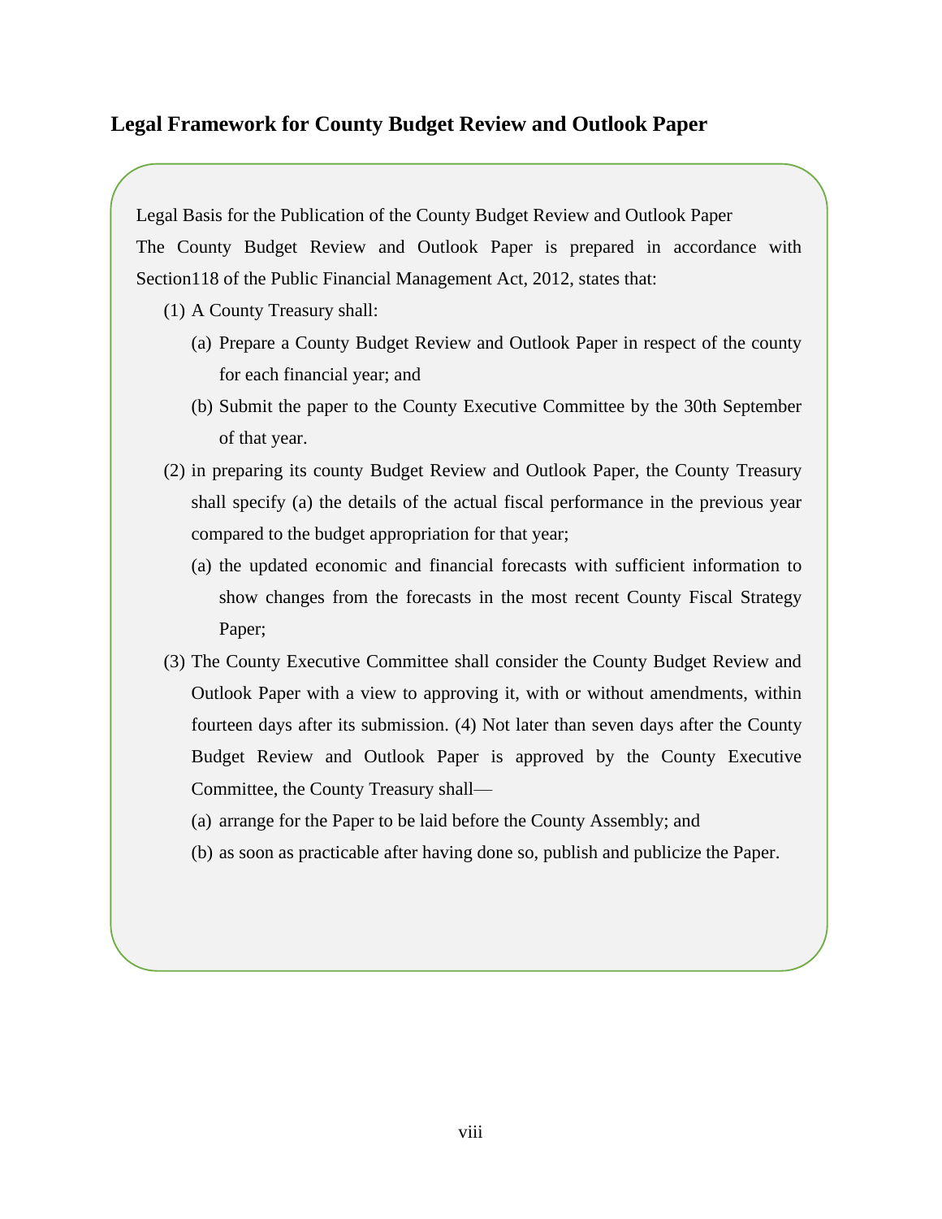## Legal Framework for County Budget Review and Outlook Paper

Legal Basis for the Publication of the County Budget Review and Outlook Paper

The County Budget Review and Outlook Paper is prepared in accordance with Section118 of the Public Financial Management Act, 2012, states that:

(1) A County Treasury shall:

  (a) Prepare a County Budget Review and Outlook Paper in respect of the county for each financial year; and

  (b) Submit the paper to the County Executive Committee by the 30th September of that year.

(2) in preparing its county Budget Review and Outlook Paper, the County Treasury shall specify (a) the details of the actual fiscal performance in the previous year compared to the budget appropriation for that year;

  (a) the updated economic and financial forecasts with sufficient information to show changes from the forecasts in the most recent County Fiscal Strategy Paper;

(3) The County Executive Committee shall consider the County Budget Review and Outlook Paper with a view to approving it, with or without amendments, within fourteen days after its submission. (4) Not later than seven days after the County Budget Review and Outlook Paper is approved by the County Executive Committee, the County Treasury shall—

  (a) arrange for the Paper to be laid before the County Assembly; and

  (b) as soon as practicable after having done so, publish and publicize the Paper.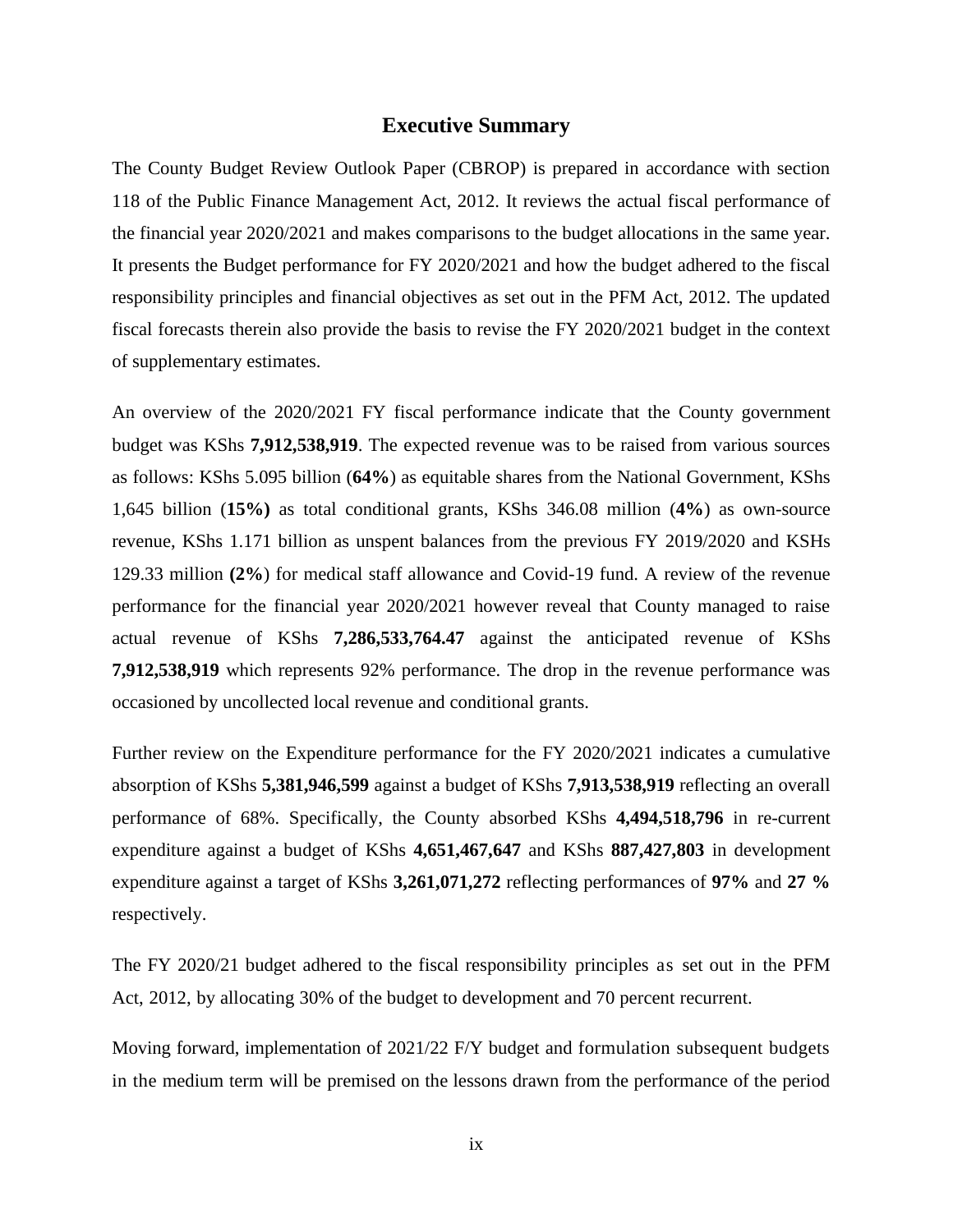# Executive Summary

The County Budget Review Outlook Paper (CBROP) is prepared in accordance with section 118 of the Public Finance Management Act, 2012. It reviews the actual fiscal performance of the financial year 2020/2021 and makes comparisons to the budget allocations in the same year. It presents the Budget performance for FY 2020/2021 and how the budget adhered to the fiscal responsibility principles and financial objectives as set out in the PFM Act, 2012. The updated fiscal forecasts therein also provide the basis to revise the FY 2020/2021 budget in the context of supplementary estimates.

An overview of the 2020/2021 FY fiscal performance indicate that the County government budget was KShs **7,912,538,919**. The expected revenue was to be raised from various sources as follows: KShs 5.095 billion (**64%**) as equitable shares from the National Government, KShs 1,645 billion (**15%)** as total conditional grants, KShs 346.08 million (**4%**) as own-source revenue, KShs 1.171 billion as unspent balances from the previous FY 2019/2020 and KSHs 129.33 million **(2%**) for medical staff allowance and Covid-19 fund. A review of the revenue performance for the financial year 2020/2021 however reveal that County managed to raise actual revenue of KShs **7,286,533,764.47** against the anticipated revenue of KShs **7,912,538,919** which represents 92% performance. The drop in the revenue performance was occasioned by uncollected local revenue and conditional grants.

Further review on the Expenditure performance for the FY 2020/2021 indicates a cumulative absorption of KShs **5,381,946,599** against a budget of KShs **7,913,538,919** reflecting an overall performance of 68%. Specifically, the County absorbed KShs **4,494,518,796** in re-current expenditure against a budget of KShs **4,651,467,647** and KShs **887,427,803** in development expenditure against a target of KShs **3,261,071,272** reflecting performances of **97%** and **27 %** respectively.

The FY 2020/21 budget adhered to the fiscal responsibility principles as set out in the PFM Act, 2012, by allocating 30% of the budget to development and 70 percent recurrent.

Moving forward, implementation of 2021/22 F/Y budget and formulation subsequent budgets in the medium term will be premised on the lessons drawn from the performance of the period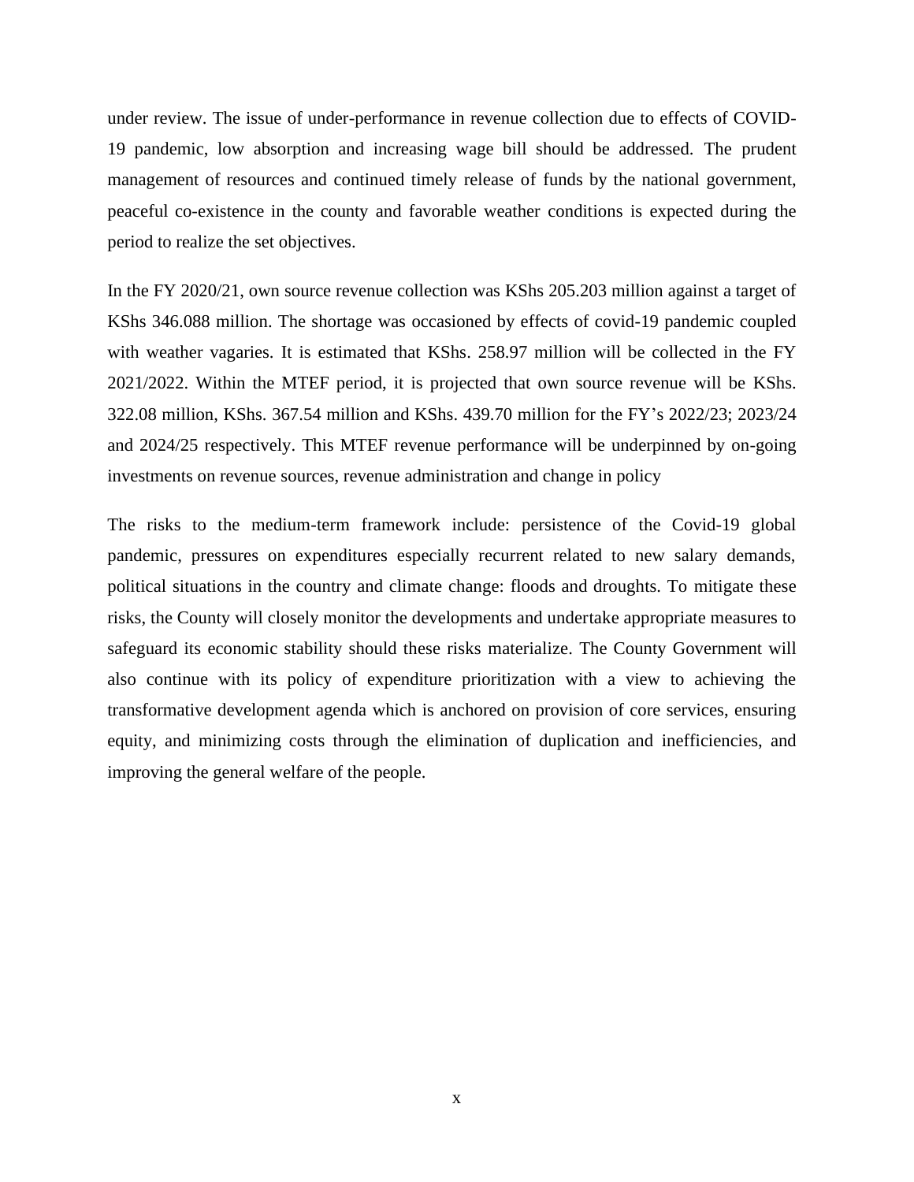under review. The issue of under-performance in revenue collection due to effects of COVID-19 pandemic, low absorption and increasing wage bill should be addressed. The prudent management of resources and continued timely release of funds by the national government, peaceful co-existence in the county and favorable weather conditions is expected during the period to realize the set objectives.

In the FY 2020/21, own source revenue collection was KShs 205.203 million against a target of KShs 346.088 million. The shortage was occasioned by effects of covid-19 pandemic coupled with weather vagaries. It is estimated that KShs. 258.97 million will be collected in the FY 2021/2022. Within the MTEF period, it is projected that own source revenue will be KShs. 322.08 million, KShs. 367.54 million and KShs. 439.70 million for the FY's 2022/23; 2023/24 and 2024/25 respectively. This MTEF revenue performance will be underpinned by on-going investments on revenue sources, revenue administration and change in policy

The risks to the medium-term framework include: persistence of the Covid-19 global pandemic, pressures on expenditures especially recurrent related to new salary demands, political situations in the country and climate change: floods and droughts. To mitigate these risks, the County will closely monitor the developments and undertake appropriate measures to safeguard its economic stability should these risks materialize. The County Government will also continue with its policy of expenditure prioritization with a view to achieving the transformative development agenda which is anchored on provision of core services, ensuring equity, and minimizing costs through the elimination of duplication and inefficiencies, and improving the general welfare of the people.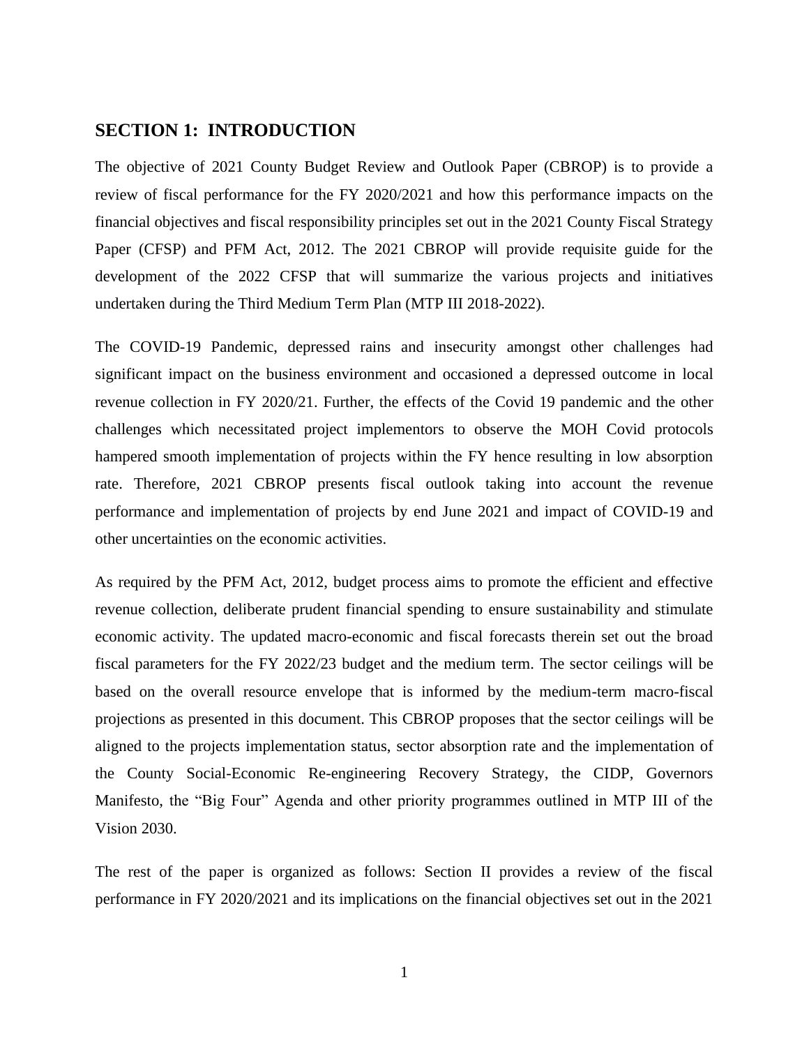## SECTION 1: INTRODUCTION

The objective of 2021 County Budget Review and Outlook Paper (CBROP) is to provide a review of fiscal performance for the FY 2020/2021 and how this performance impacts on the financial objectives and fiscal responsibility principles set out in the 2021 County Fiscal Strategy Paper (CFSP) and PFM Act, 2012. The 2021 CBROP will provide requisite guide for the development of the 2022 CFSP that will summarize the various projects and initiatives undertaken during the Third Medium Term Plan (MTP III 2018-2022).

The COVID-19 Pandemic, depressed rains and insecurity amongst other challenges had significant impact on the business environment and occasioned a depressed outcome in local revenue collection in FY 2020/21. Further, the effects of the Covid 19 pandemic and the other challenges which necessitated project implementors to observe the MOH Covid protocols hampered smooth implementation of projects within the FY hence resulting in low absorption rate. Therefore, 2021 CBROP presents fiscal outlook taking into account the revenue performance and implementation of projects by end June 2021 and impact of COVID-19 and other uncertainties on the economic activities.

As required by the PFM Act, 2012, budget process aims to promote the efficient and effective revenue collection, deliberate prudent financial spending to ensure sustainability and stimulate economic activity. The updated macro-economic and fiscal forecasts therein set out the broad fiscal parameters for the FY 2022/23 budget and the medium term. The sector ceilings will be based on the overall resource envelope that is informed by the medium-term macro-fiscal projections as presented in this document. This CBROP proposes that the sector ceilings will be aligned to the projects implementation status, sector absorption rate and the implementation of the County Social-Economic Re-engineering Recovery Strategy, the CIDP, Governors Manifesto, the "Big Four" Agenda and other priority programmes outlined in MTP III of the Vision 2030.

The rest of the paper is organized as follows: Section II provides a review of the fiscal performance in FY 2020/2021 and its implications on the financial objectives set out in the 2021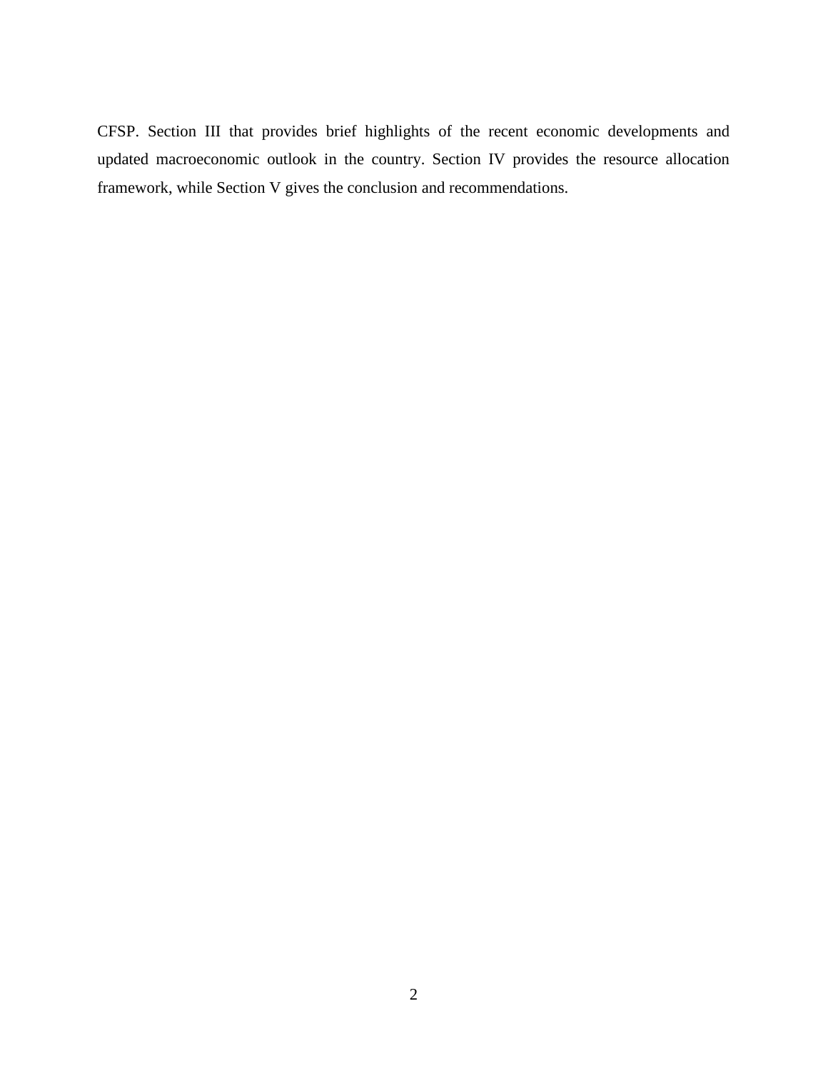CFSP. Section III that provides brief highlights of the recent economic developments and updated macroeconomic outlook in the country. Section IV provides the resource allocation framework, while Section V gives the conclusion and recommendations.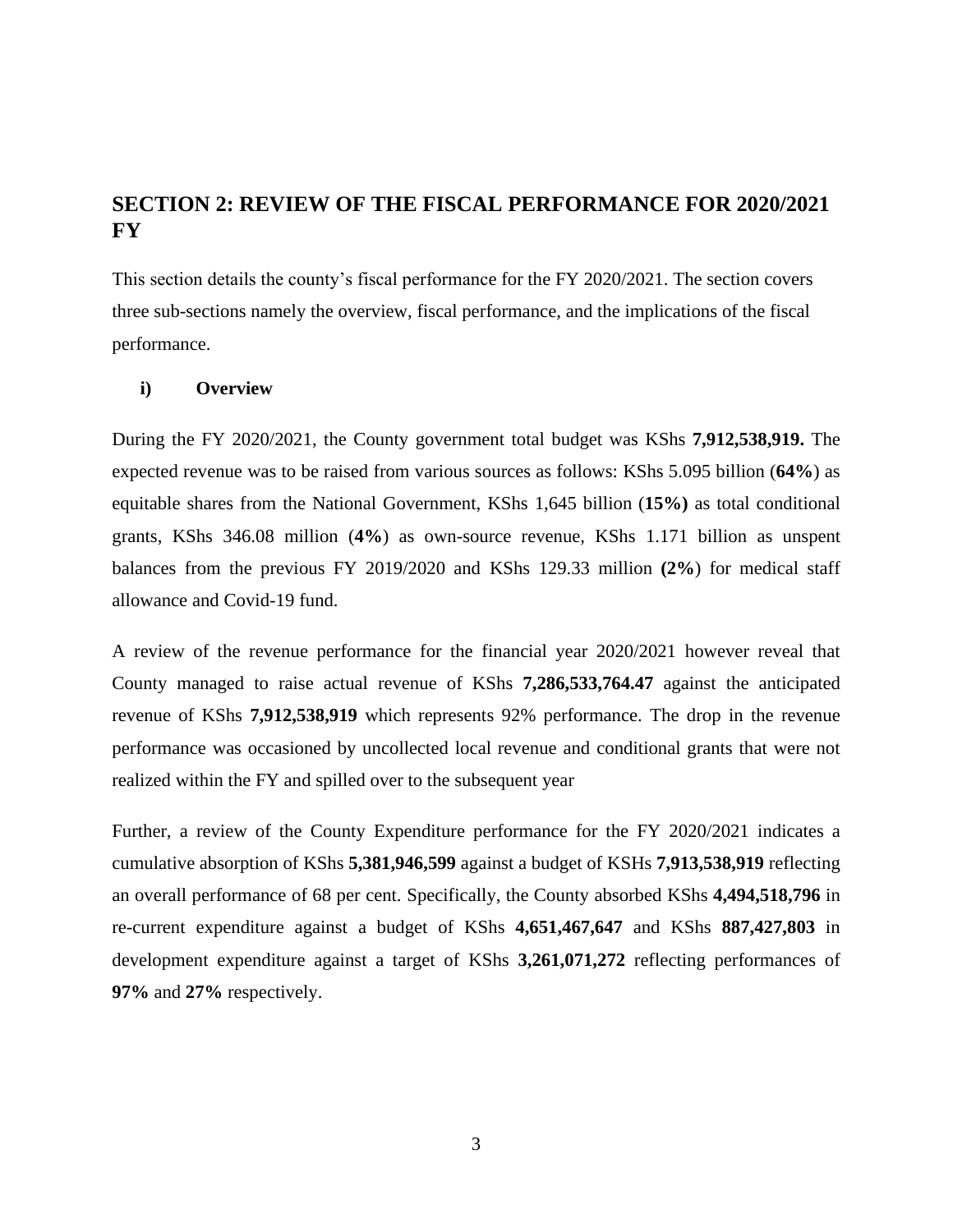## SECTION 2: REVIEW OF THE FISCAL PERFORMANCE FOR 2020/2021 FY

This section details the county's fiscal performance for the FY 2020/2021. The section covers three sub-sections namely the overview, fiscal performance, and the implications of the fiscal performance.

### i) Overview

During the FY 2020/2021, the County government total budget was KShs **7,912,538,919.** The expected revenue was to be raised from various sources as follows: KShs 5.095 billion (**64%**) as equitable shares from the National Government, KShs 1,645 billion (**15%)** as total conditional grants, KShs 346.08 million (**4%**) as own-source revenue, KShs 1.171 billion as unspent balances from the previous FY 2019/2020 and KShs 129.33 million **(2%**) for medical staff allowance and Covid-19 fund.

A review of the revenue performance for the financial year 2020/2021 however reveal that County managed to raise actual revenue of KShs **7,286,533,764.47** against the anticipated revenue of KShs **7,912,538,919** which represents 92% performance. The drop in the revenue performance was occasioned by uncollected local revenue and conditional grants that were not realized within the FY and spilled over to the subsequent year

Further, a review of the County Expenditure performance for the FY 2020/2021 indicates a cumulative absorption of KShs **5,381,946,599** against a budget of KSHs **7,913,538,919** reflecting an overall performance of 68 per cent. Specifically, the County absorbed KShs **4,494,518,796** in re-current expenditure against a budget of KShs **4,651,467,647** and KShs **887,427,803** in development expenditure against a target of KShs **3,261,071,272** reflecting performances of **97%** and **27%** respectively.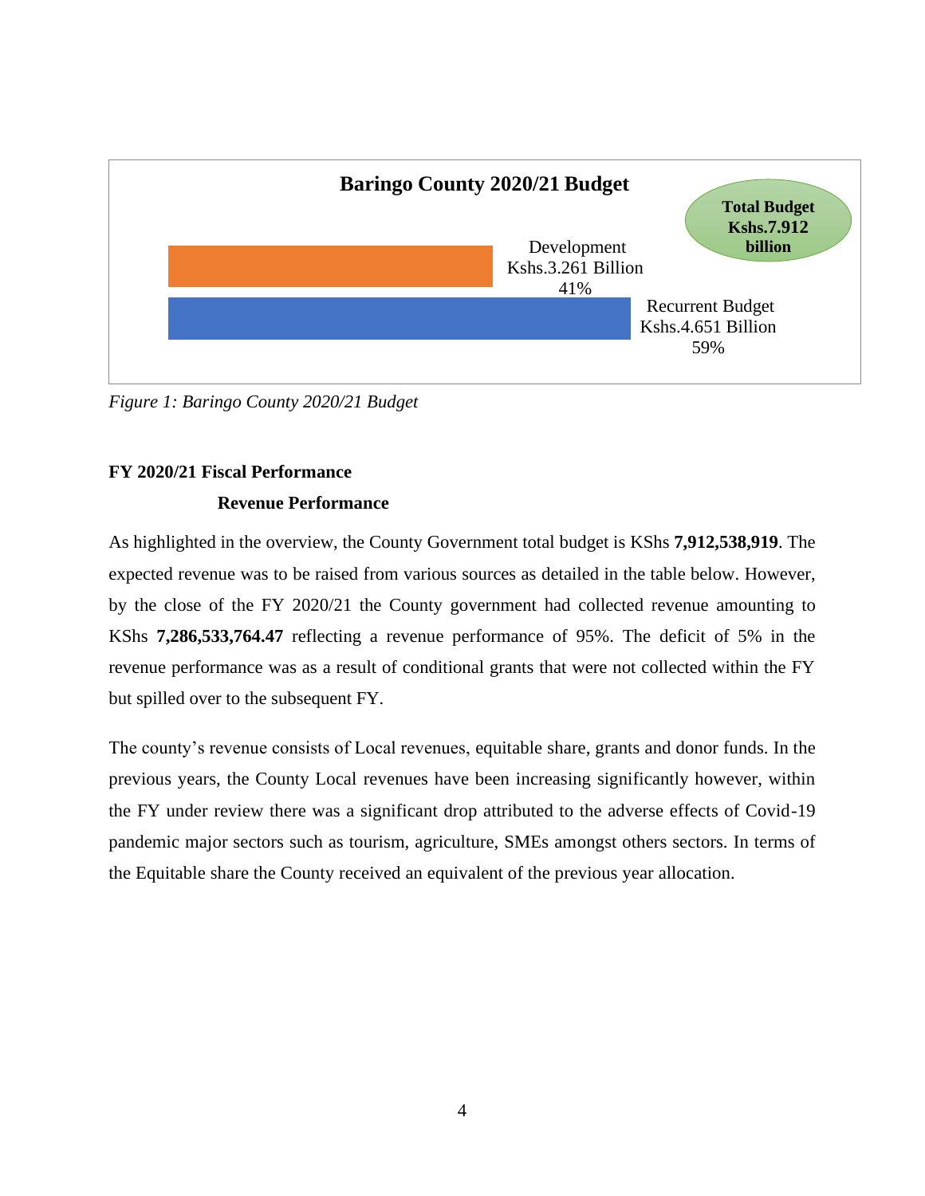**Baringo County 2020/21 Budget**

**Total Budget Kshs.7.912 billion**

Development Kshs.3.261 Billion 41%

Recurrent Budget Kshs.4.651 Billion 59%

*Figure 1: Baringo County 2020/21 Budget*

## FY 2020/21 Fiscal Performance

### Revenue Performance

As highlighted in the overview, the County Government total budget is KShs **7,912,538,919**. The expected revenue was to be raised from various sources as detailed in the table below. However, by the close of the FY 2020/21 the County government had collected revenue amounting to KShs **7,286,533,764.47** reflecting a revenue performance of 95%. The deficit of 5% in the revenue performance was as a result of conditional grants that were not collected within the FY but spilled over to the subsequent FY.

The county's revenue consists of Local revenues, equitable share, grants and donor funds. In the previous years, the County Local revenues have been increasing significantly however, within the FY under review there was a significant drop attributed to the adverse effects of Covid-19 pandemic major sectors such as tourism, agriculture, SMEs amongst others sectors. In terms of the Equitable share the County received an equivalent of the previous year allocation.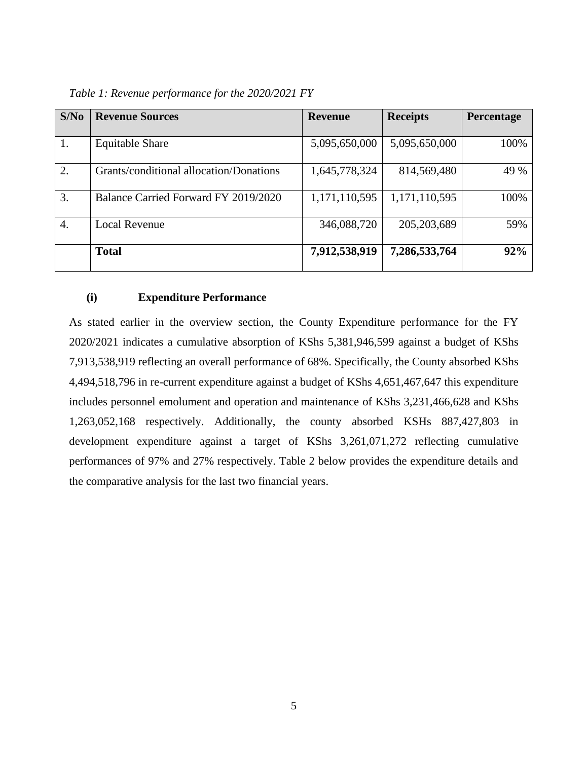*Table 1: Revenue performance for the 2020/2021 FY*

| S/No | Revenue Sources | Revenue | Receipts | Percentage |
|---|---|---|---|---|
| 1. | Equitable Share | 5,095,650,000 | 5,095,650,000 | 100% |
| 2. | Grants/conditional allocation/Donations | 1,645,778,324 | 814,569,480 | 49 % |
| 3. | Balance Carried Forward FY 2019/2020 | 1,171,110,595 | 1,171,110,595 | 100% |
| 4. | Local Revenue | 346,088,720 | 205,203,689 | 59% |
| | **Total** | **7,912,538,919** | **7,286,533,764** | **92%** |

#### (i) Expenditure Performance

As stated earlier in the overview section, the County Expenditure performance for the FY 2020/2021 indicates a cumulative absorption of KShs 5,381,946,599 against a budget of KShs 7,913,538,919 reflecting an overall performance of 68%. Specifically, the County absorbed KShs 4,494,518,796 in re-current expenditure against a budget of KShs 4,651,467,647 this expenditure includes personnel emolument and operation and maintenance of KShs 3,231,466,628 and KShs 1,263,052,168 respectively. Additionally, the county absorbed KSHs 887,427,803 in development expenditure against a target of KShs 3,261,071,272 reflecting cumulative performances of 97% and 27% respectively. Table 2 below provides the expenditure details and the comparative analysis for the last two financial years.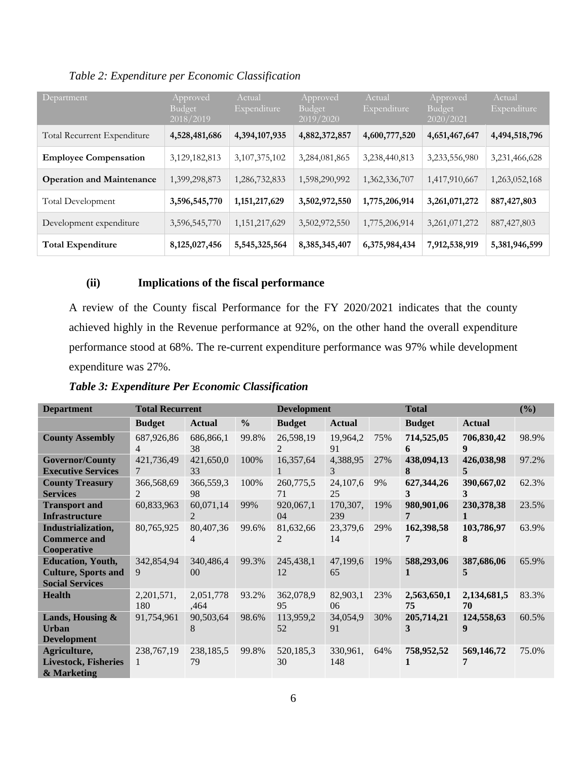*Table 2: Expenditure per Economic Classification*

| Department | Approved Budget 2018/2019 | Actual Expenditure | Approved Budget 2019/2020 | Actual Expenditure | Approved Budget 2020/2021 | Actual Expenditure |
|---|---|---|---|---|---|---|
| Total Recurrent Expenditure | **4,528,481,686** | **4,394,107,935** | **4,882,372,857** | **4,600,777,520** | **4,651,467,647** | **4,494,518,796** |
| **Employee Compensation** | 3,129,182,813 | 3,107,375,102 | 3,284,081,865 | 3,238,440,813 | 3,233,556,980 | 3,231,466,628 |
| **Operation and Maintenance** | 1,399,298,873 | 1,286,732,833 | 1,598,290,992 | 1,362,336,707 | 1,417,910,667 | 1,263,052,168 |
| Total Development | **3,596,545,770** | **1,151,217,629** | **3,502,972,550** | **1,775,206,914** | **3,261,071,272** | **887,427,803** |
| Development expenditure | 3,596,545,770 | 1,151,217,629 | 3,502,972,550 | 1,775,206,914 | 3,261,071,272 | 887,427,803 |
| **Total Expenditure** | **8,125,027,456** | **5,545,325,564** | **8,385,345,407** | **6,375,984,434** | **7,912,538,919** | **5,381,946,599** |

### (ii) Implications of the fiscal performance

A review of the County fiscal Performance for the FY 2020/2021 indicates that the county achieved highly in the Revenue performance at 92%, on the other hand the overall expenditure performance stood at 68%. The re-current expenditure performance was 97% while development expenditure was 27%.

***Table 3: Expenditure Per Economic Classification***

| **Department** | **Total Recurrent** | | | **Development** | | | **Total** | | **(%)** |
|---|---|---|---|---|---|---|---|---|---|
| | **Budget** | **Actual** | **%** | **Budget** | **Actual** | | **Budget** | **Actual** | |
| **County Assembly** | 687,926,864 | 686,866,138 | 99.8% | 26,598,192 | 19,964,291 | 75% | **714,525,056** | **706,830,429** | 98.9% |
| **Governor/County Executive Services** | 421,736,497 | 421,650,033 | 100% | 16,357,641 | 4,388,953 | 27% | **438,094,138** | **426,038,985** | 97.2% |
| **County Treasury Services** | 366,568,692 | 366,559,398 | 100% | 260,775,571 | 24,107,625 | 9% | **627,344,263** | **390,667,023** | 62.3% |
| **Transport and Infrastructure** | 60,833,963 | 60,071,142 | 99% | 920,067,104 | 170,307,239 | 19% | **980,901,067** | **230,378,381** | 23.5% |
| **Industrialization, Commerce and Cooperative** | 80,765,925 | 80,407,364 | 99.6% | 81,632,662 | 23,379,614 | 29% | **162,398,587** | **103,786,978** | 63.9% |
| **Education, Youth, Culture, Sports and Social Services** | 342,854,949 | 340,486,400 | 99.3% | 245,438,112 | 47,199,665 | 19% | **588,293,061** | **387,686,065** | 65.9% |
| **Health** | 2,201,571,180 | 2,051,778,464 | 93.2% | 362,078,995 | 82,903,106 | 23% | **2,563,650,175** | **2,134,681,570** | 83.3% |
| **Lands, Housing & Urban Development** | 91,754,961 | 90,503,648 | 98.6% | 113,959,252 | 34,054,991 | 30% | **205,714,213** | **124,558,639** | 60.5% |
| **Agriculture, Livestock, Fisheries & Marketing** | 238,767,191 | 238,185,579 | 99.8% | 520,185,330 | 330,961,148 | 64% | **758,952,521** | **569,146,727** | 75.0% |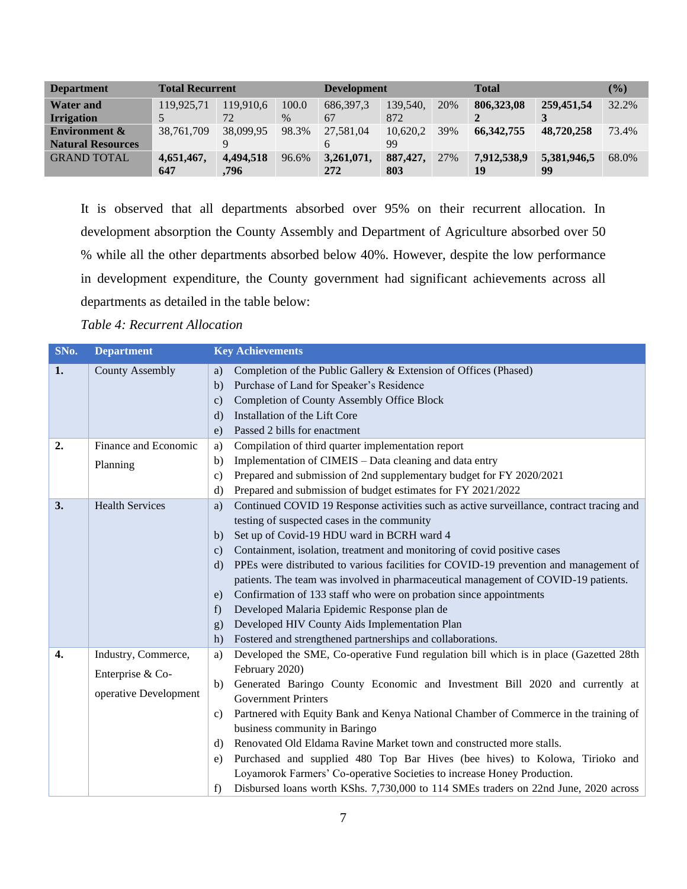| Department | Total Recurrent | | | Development | | | Total | | (%) |
|---|---|---|---|---|---|---|---|---|---|
| **Water and Irrigation** | 119,925,715 | 119,910,672 | 100.0 % | 686,397,367 | 139,540,872 | 20% | **806,323,082** | **259,451,543** | 32.2% |
| **Environment & Natural Resources** | 38,761,709 | 38,099,959 | 98.3% | 27,581,046 | 10,620,299 | 39% | **66,342,755** | **48,720,258** | 73.4% |
| GRAND TOTAL | **4,651,467,647** | **4,494,518,796** | 96.6% | **3,261,071,272** | **887,427,803** | 27% | **7,912,538,919** | **5,381,946,599** | 68.0% |

It is observed that all departments absorbed over 95% on their recurrent allocation. In development absorption the County Assembly and Department of Agriculture absorbed over 50 % while all the other departments absorbed below 40%. However, despite the low performance in development expenditure, the County government had significant achievements across all departments as detailed in the table below:

*Table 4: Recurrent Allocation*

| SNo. | Department | Key Achievements |
|---|---|---|
| **1.** | County Assembly | a) Completion of the Public Gallery & Extension of Offices (Phased)<br>b) Purchase of Land for Speaker's Residence<br>c) Completion of County Assembly Office Block<br>d) Installation of the Lift Core<br>e) Passed 2 bills for enactment |
| **2.** | Finance and Economic Planning | a) Compilation of third quarter implementation report<br>b) Implementation of CIMEIS – Data cleaning and data entry<br>c) Prepared and submission of 2nd supplementary budget for FY 2020/2021<br>d) Prepared and submission of budget estimates for FY 2021/2022 |
| **3.** | Health Services | a) Continued COVID 19 Response activities such as active surveillance, contract tracing and testing of suspected cases in the community<br>b) Set up of Covid-19 HDU ward in BCRH ward 4<br>c) Containment, isolation, treatment and monitoring of covid positive cases<br>d) PPEs were distributed to various facilities for COVID-19 prevention and management of patients. The team was involved in pharmaceutical management of COVID-19 patients.<br>e) Confirmation of 133 staff who were on probation since appointments<br>f) Developed Malaria Epidemic Response plan de<br>g) Developed HIV County Aids Implementation Plan<br>h) Fostered and strengthened partnerships and collaborations. |
| **4.** | Industry, Commerce, Enterprise & Co-operative Development | a) Developed the SME, Co-operative Fund regulation bill which is in place (Gazetted 28th February 2020)<br>b) Generated Baringo County Economic and Investment Bill 2020 and currently at Government Printers<br>c) Partnered with Equity Bank and Kenya National Chamber of Commerce in the training of business community in Baringo<br>d) Renovated Old Eldama Ravine Market town and constructed more stalls.<br>e) Purchased and supplied 480 Top Bar Hives (bee hives) to Kolowa, Tirioko and Loyamorok Farmers' Co-operative Societies to increase Honey Production.<br>f) Disbursed loans worth KShs. 7,730,000 to 114 SMEs traders on 22nd June, 2020 across |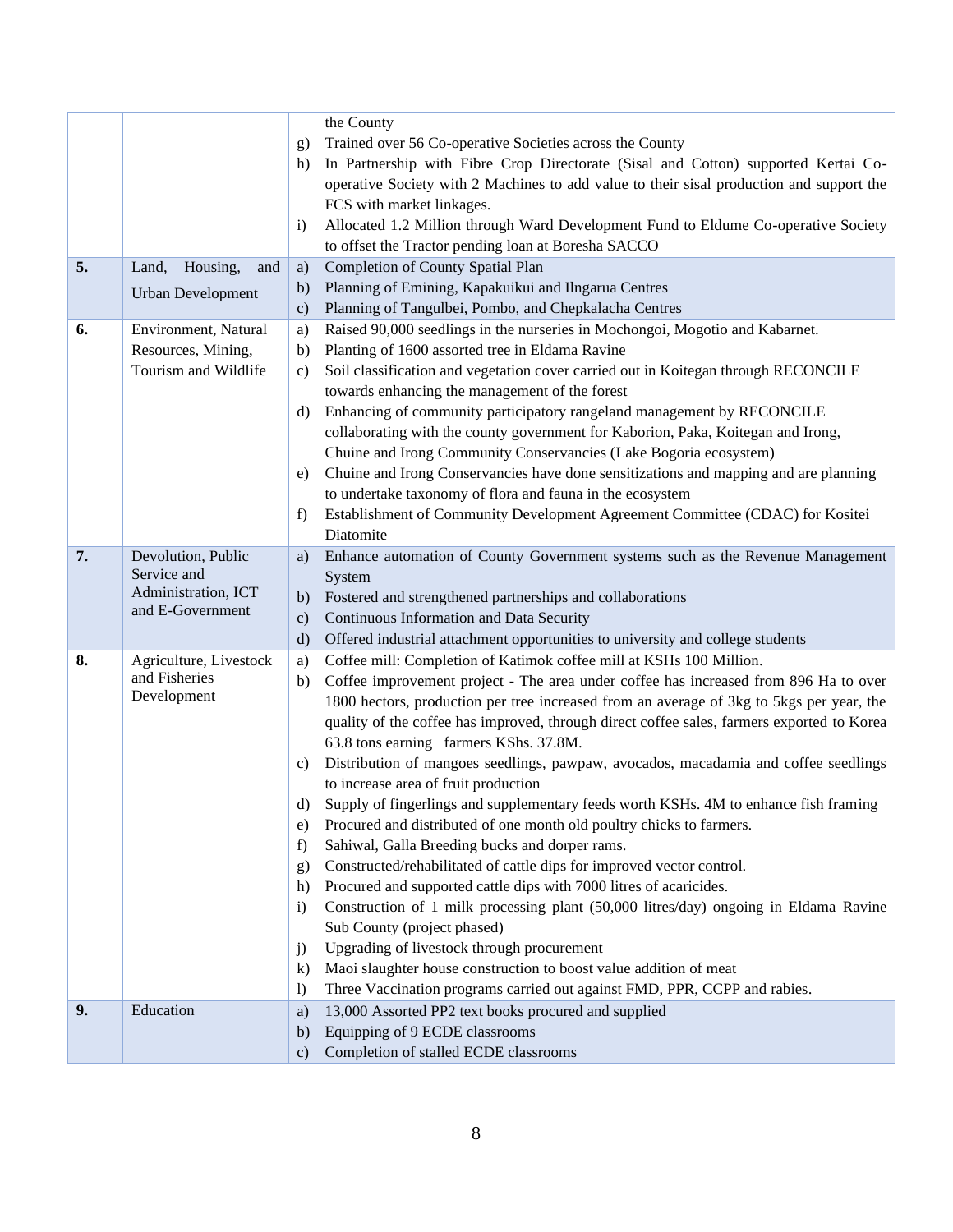| | | |
|---|---|---|
| | | the County<br>g) Trained over 56 Co-operative Societies across the County<br>h) In Partnership with Fibre Crop Directorate (Sisal and Cotton) supported Kertai Co-operative Society with 2 Machines to add value to their sisal production and support the FCS with market linkages.<br>i) Allocated 1.2 Million through Ward Development Fund to Eldume Co-operative Society to offset the Tractor pending loan at Boresha SACCO |
| **5.** | Land, Housing, and Urban Development | a) Completion of County Spatial Plan<br>b) Planning of Emining, Kapakuikui and Ilngarua Centres<br>c) Planning of Tangulbei, Pombo, and Chepkalacha Centres |
| **6.** | Environment, Natural Resources, Mining, Tourism and Wildlife | a) Raised 90,000 seedlings in the nurseries in Mochongoi, Mogotio and Kabarnet.<br>b) Planting of 1600 assorted tree in Eldama Ravine<br>c) Soil classification and vegetation cover carried out in Koitegan through RECONCILE towards enhancing the management of the forest<br>d) Enhancing of community participatory rangeland management by RECONCILE collaborating with the county government for Kaborion, Paka, Koitegan and Irong, Chuine and Irong Community Conservancies (Lake Bogoria ecosystem)<br>e) Chuine and Irong Conservancies have done sensitizations and mapping and are planning to undertake taxonomy of flora and fauna in the ecosystem<br>f) Establishment of Community Development Agreement Committee (CDAC) for Kositei Diatomite |
| **7.** | Devolution, Public Service and Administration, ICT and E-Government | a) Enhance automation of County Government systems such as the Revenue Management System<br>b) Fostered and strengthened partnerships and collaborations<br>c) Continuous Information and Data Security<br>d) Offered industrial attachment opportunities to university and college students |
| **8.** | Agriculture, Livestock and Fisheries Development | a) Coffee mill: Completion of Katimok coffee mill at KSHs 100 Million.<br>b) Coffee improvement project - The area under coffee has increased from 896 Ha to over 1800 hectors, production per tree increased from an average of 3kg to 5kgs per year, the quality of the coffee has improved, through direct coffee sales, farmers exported to Korea 63.8 tons earning farmers KShs. 37.8M.<br>c) Distribution of mangoes seedlings, pawpaw, avocados, macadamia and coffee seedlings to increase area of fruit production<br>d) Supply of fingerlings and supplementary feeds worth KSHs. 4M to enhance fish framing<br>e) Procured and distributed of one month old poultry chicks to farmers.<br>f) Sahiwal, Galla Breeding bucks and dorper rams.<br>g) Constructed/rehabilitated of cattle dips for improved vector control.<br>h) Procured and supported cattle dips with 7000 litres of acaricides.<br>i) Construction of 1 milk processing plant (50,000 litres/day) ongoing in Eldama Ravine Sub County (project phased)<br>j) Upgrading of livestock through procurement<br>k) Maoi slaughter house construction to boost value addition of meat<br>l) Three Vaccination programs carried out against FMD, PPR, CCPP and rabies. |
| **9.** | Education | a) 13,000 Assorted PP2 text books procured and supplied<br>b) Equipping of 9 ECDE classrooms<br>c) Completion of stalled ECDE classrooms |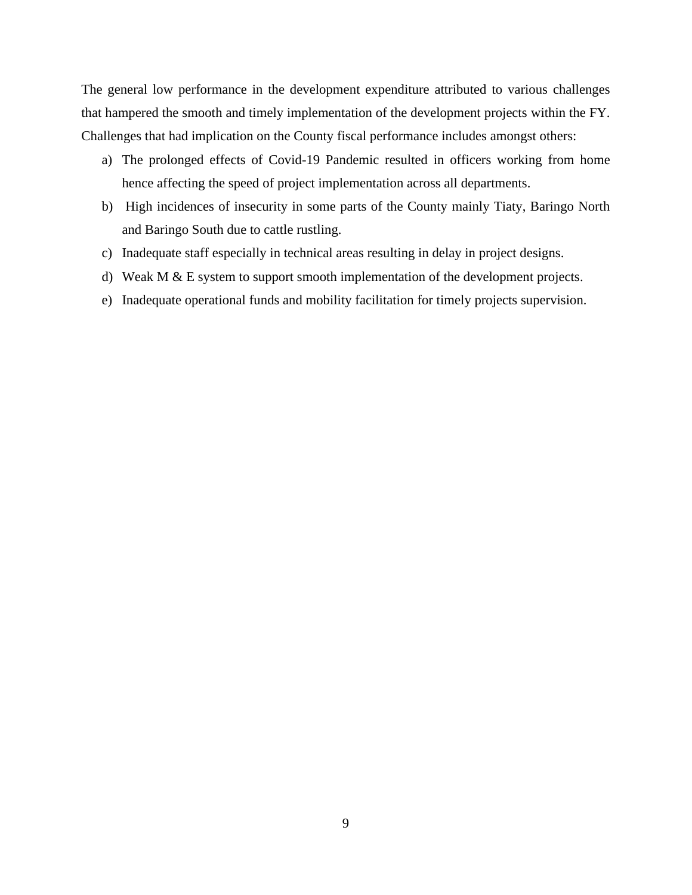The general low performance in the development expenditure attributed to various challenges that hampered the smooth and timely implementation of the development projects within the FY. Challenges that had implication on the County fiscal performance includes amongst others:

a) The prolonged effects of Covid-19 Pandemic resulted in officers working from home hence affecting the speed of project implementation across all departments.
b) High incidences of insecurity in some parts of the County mainly Tiaty, Baringo North and Baringo South due to cattle rustling.
c) Inadequate staff especially in technical areas resulting in delay in project designs.
d) Weak M & E system to support smooth implementation of the development projects.
e) Inadequate operational funds and mobility facilitation for timely projects supervision.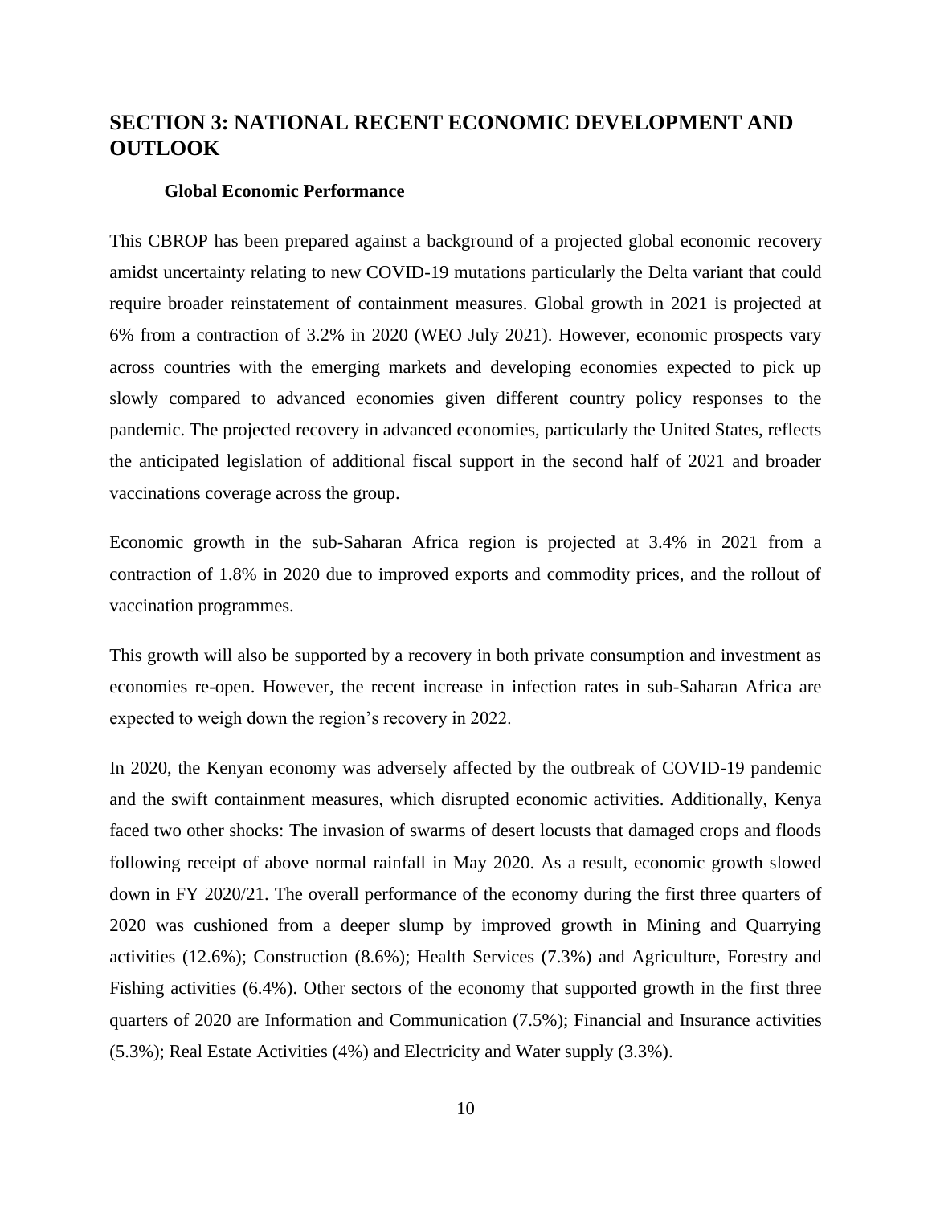# SECTION 3: NATIONAL RECENT ECONOMIC DEVELOPMENT AND OUTLOOK

## Global Economic Performance

This CBROP has been prepared against a background of a projected global economic recovery amidst uncertainty relating to new COVID-19 mutations particularly the Delta variant that could require broader reinstatement of containment measures. Global growth in 2021 is projected at 6% from a contraction of 3.2% in 2020 (WEO July 2021). However, economic prospects vary across countries with the emerging markets and developing economies expected to pick up slowly compared to advanced economies given different country policy responses to the pandemic. The projected recovery in advanced economies, particularly the United States, reflects the anticipated legislation of additional fiscal support in the second half of 2021 and broader vaccinations coverage across the group.

Economic growth in the sub-Saharan Africa region is projected at 3.4% in 2021 from a contraction of 1.8% in 2020 due to improved exports and commodity prices, and the rollout of vaccination programmes.

This growth will also be supported by a recovery in both private consumption and investment as economies re-open. However, the recent increase in infection rates in sub-Saharan Africa are expected to weigh down the region's recovery in 2022.

In 2020, the Kenyan economy was adversely affected by the outbreak of COVID-19 pandemic and the swift containment measures, which disrupted economic activities. Additionally, Kenya faced two other shocks: The invasion of swarms of desert locusts that damaged crops and floods following receipt of above normal rainfall in May 2020. As a result, economic growth slowed down in FY 2020/21. The overall performance of the economy during the first three quarters of 2020 was cushioned from a deeper slump by improved growth in Mining and Quarrying activities (12.6%); Construction (8.6%); Health Services (7.3%) and Agriculture, Forestry and Fishing activities (6.4%). Other sectors of the economy that supported growth in the first three quarters of 2020 are Information and Communication (7.5%); Financial and Insurance activities (5.3%); Real Estate Activities (4%) and Electricity and Water supply (3.3%).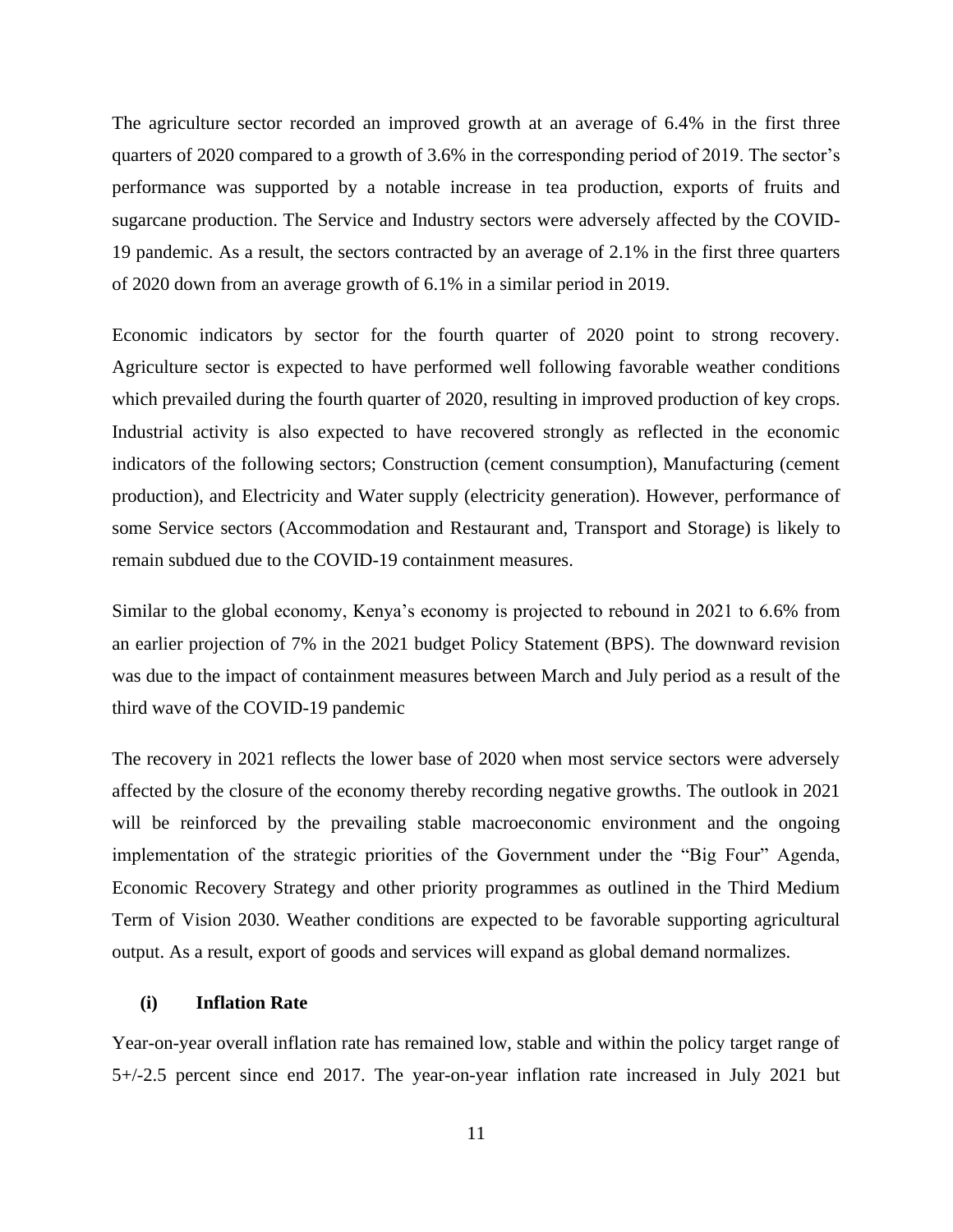The agriculture sector recorded an improved growth at an average of 6.4% in the first three quarters of 2020 compared to a growth of 3.6% in the corresponding period of 2019. The sector's performance was supported by a notable increase in tea production, exports of fruits and sugarcane production. The Service and Industry sectors were adversely affected by the COVID-19 pandemic. As a result, the sectors contracted by an average of 2.1% in the first three quarters of 2020 down from an average growth of 6.1% in a similar period in 2019.

Economic indicators by sector for the fourth quarter of 2020 point to strong recovery. Agriculture sector is expected to have performed well following favorable weather conditions which prevailed during the fourth quarter of 2020, resulting in improved production of key crops. Industrial activity is also expected to have recovered strongly as reflected in the economic indicators of the following sectors; Construction (cement consumption), Manufacturing (cement production), and Electricity and Water supply (electricity generation). However, performance of some Service sectors (Accommodation and Restaurant and, Transport and Storage) is likely to remain subdued due to the COVID-19 containment measures.

Similar to the global economy, Kenya's economy is projected to rebound in 2021 to 6.6% from an earlier projection of 7% in the 2021 budget Policy Statement (BPS). The downward revision was due to the impact of containment measures between March and July period as a result of the third wave of the COVID-19 pandemic

The recovery in 2021 reflects the lower base of 2020 when most service sectors were adversely affected by the closure of the economy thereby recording negative growths. The outlook in 2021 will be reinforced by the prevailing stable macroeconomic environment and the ongoing implementation of the strategic priorities of the Government under the "Big Four" Agenda, Economic Recovery Strategy and other priority programmes as outlined in the Third Medium Term of Vision 2030. Weather conditions are expected to be favorable supporting agricultural output. As a result, export of goods and services will expand as global demand normalizes.

#### (i) Inflation Rate

Year-on-year overall inflation rate has remained low, stable and within the policy target range of 5+/-2.5 percent since end 2017. The year-on-year inflation rate increased in July 2021 but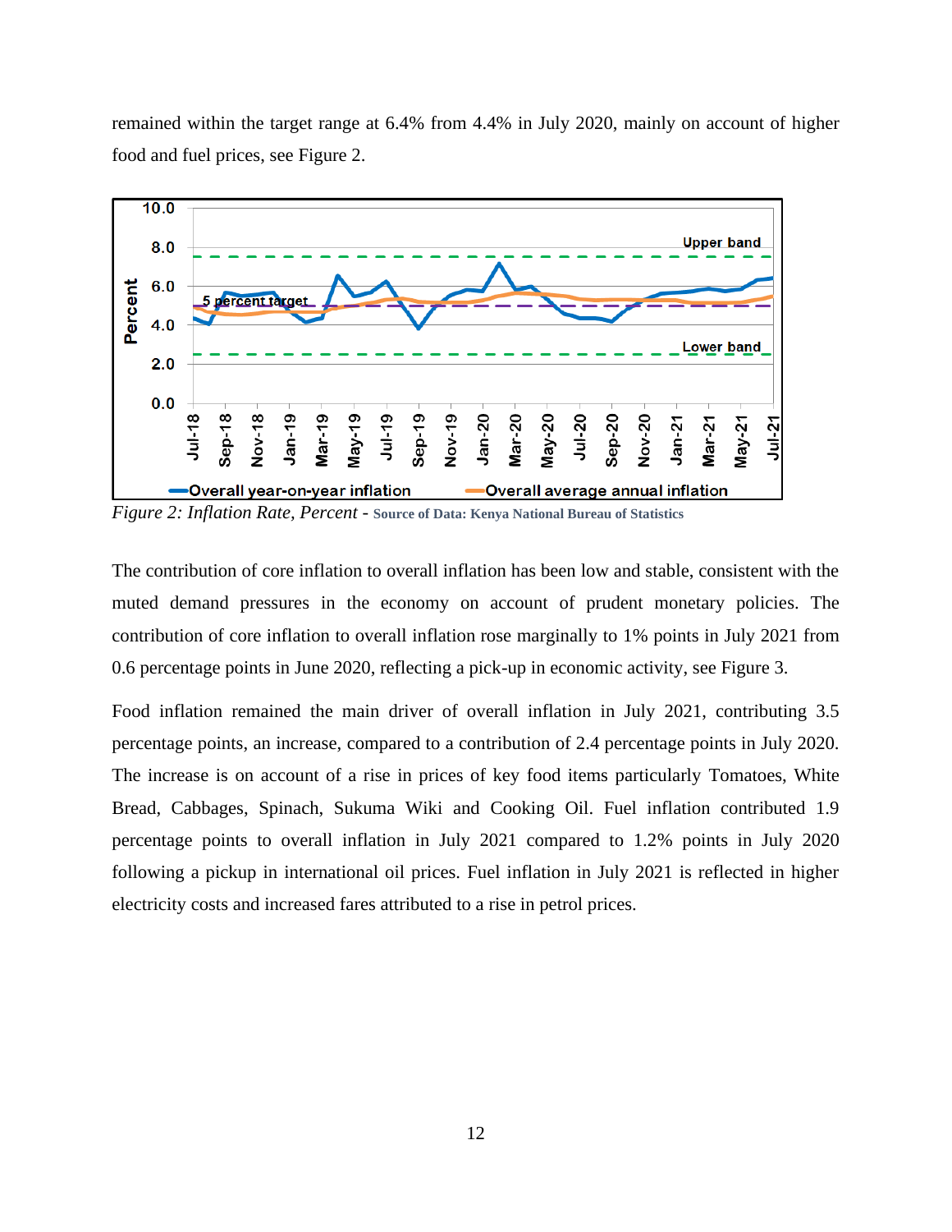remained within the target range at 6.4% from 4.4% in July 2020, mainly on account of higher food and fuel prices, see Figure 2.

*Figure 2: Inflation Rate, Percent* - **Source of Data: Kenya National Bureau of Statistics**

The contribution of core inflation to overall inflation has been low and stable, consistent with the muted demand pressures in the economy on account of prudent monetary policies. The contribution of core inflation to overall inflation rose marginally to 1% points in July 2021 from 0.6 percentage points in June 2020, reflecting a pick-up in economic activity, see Figure 3.

Food inflation remained the main driver of overall inflation in July 2021, contributing 3.5 percentage points, an increase, compared to a contribution of 2.4 percentage points in July 2020. The increase is on account of a rise in prices of key food items particularly Tomatoes, White Bread, Cabbages, Spinach, Sukuma Wiki and Cooking Oil. Fuel inflation contributed 1.9 percentage points to overall inflation in July 2021 compared to 1.2% points in July 2020 following a pickup in international oil prices. Fuel inflation in July 2021 is reflected in higher electricity costs and increased fares attributed to a rise in petrol prices.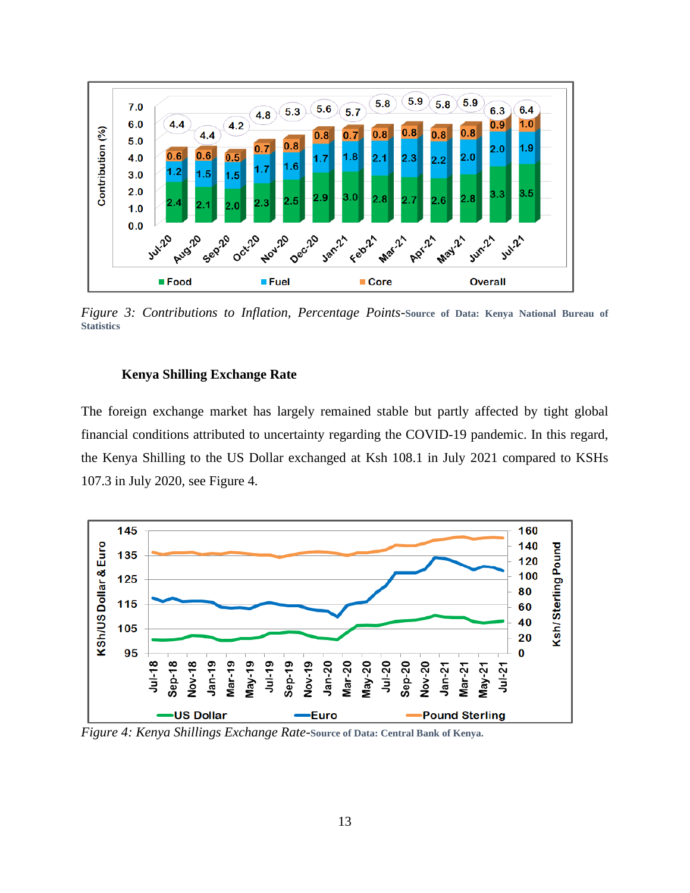*Figure 3: Contributions to Inflation, Percentage Points*-Source of Data: Kenya National Bureau of Statistics

**Kenya Shilling Exchange Rate**

The foreign exchange market has largely remained stable but partly affected by tight global financial conditions attributed to uncertainty regarding the COVID-19 pandemic. In this regard, the Kenya Shilling to the US Dollar exchanged at Ksh 108.1 in July 2021 compared to KSHs 107.3 in July 2020, see Figure 4.

*Figure 4: Kenya Shillings Exchange Rate*-Source of Data: Central Bank of Kenya.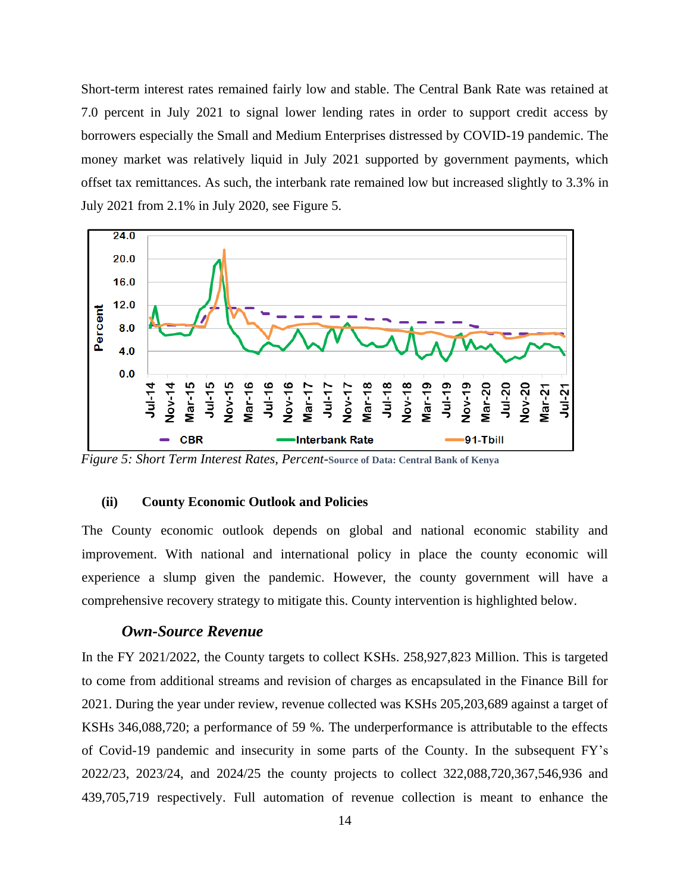Short-term interest rates remained fairly low and stable. The Central Bank Rate was retained at 7.0 percent in July 2021 to signal lower lending rates in order to support credit access by borrowers especially the Small and Medium Enterprises distressed by COVID-19 pandemic. The money market was relatively liquid in July 2021 supported by government payments, which offset tax remittances. As such, the interbank rate remained low but increased slightly to 3.3% in July 2021 from 2.1% in July 2020, see Figure 5.

*Figure 5: Short Term Interest Rates, Percent*-**Source of Data: Central Bank of Kenya**

#### (ii) County Economic Outlook and Policies

The County economic outlook depends on global and national economic stability and improvement. With national and international policy in place the county economic will experience a slump given the pandemic. However, the county government will have a comprehensive recovery strategy to mitigate this. County intervention is highlighted below.

### *Own-Source Revenue*

In the FY 2021/2022, the County targets to collect KSHs. 258,927,823 Million. This is targeted to come from additional streams and revision of charges as encapsulated in the Finance Bill for 2021. During the year under review, revenue collected was KSHs 205,203,689 against a target of KSHs 346,088,720; a performance of 59 %. The underperformance is attributable to the effects of Covid-19 pandemic and insecurity in some parts of the County. In the subsequent FY's 2022/23, 2023/24, and 2024/25 the county projects to collect 322,088,720,367,546,936 and 439,705,719 respectively. Full automation of revenue collection is meant to enhance the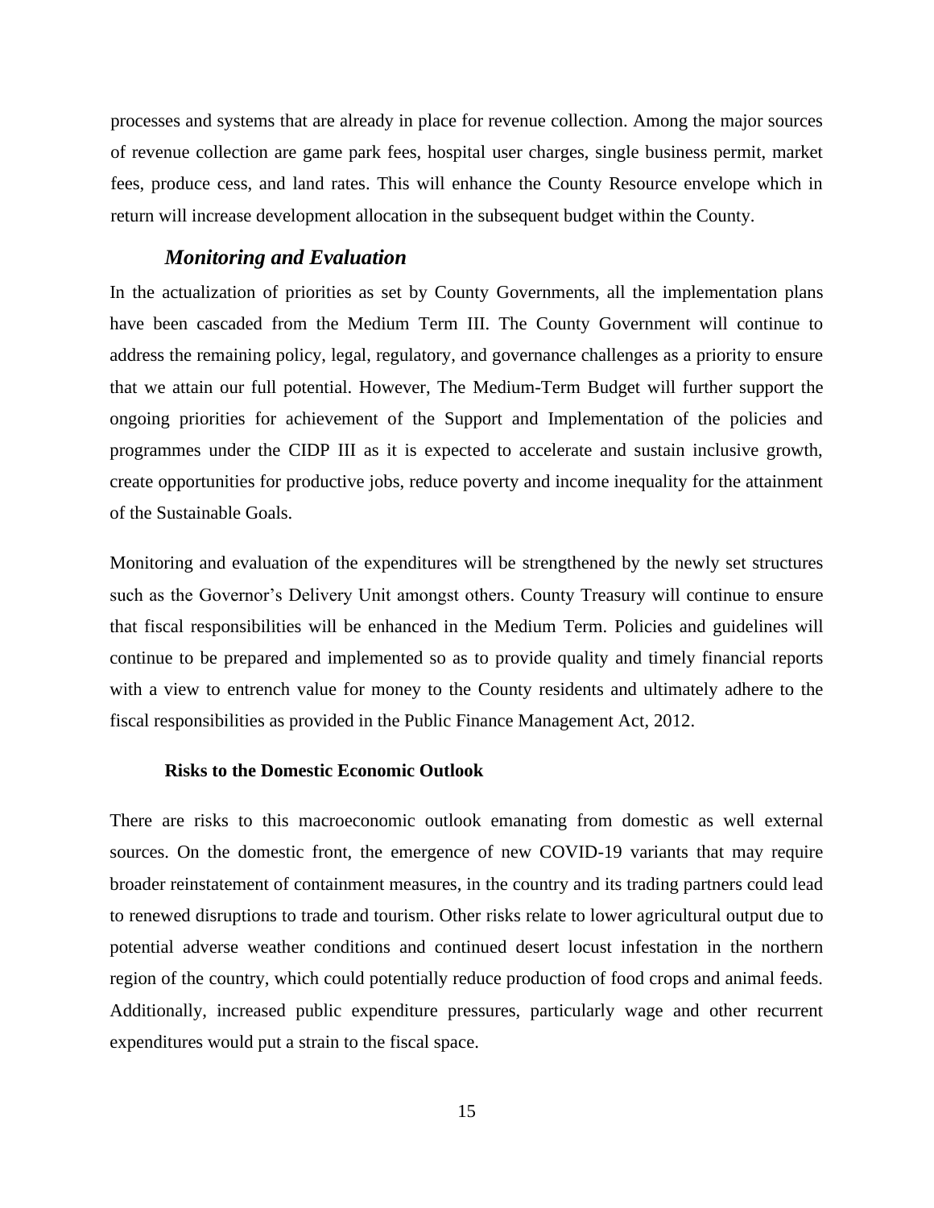processes and systems that are already in place for revenue collection. Among the major sources of revenue collection are game park fees, hospital user charges, single business permit, market fees, produce cess, and land rates. This will enhance the County Resource envelope which in return will increase development allocation in the subsequent budget within the County.

### *Monitoring and Evaluation*

In the actualization of priorities as set by County Governments, all the implementation plans have been cascaded from the Medium Term III. The County Government will continue to address the remaining policy, legal, regulatory, and governance challenges as a priority to ensure that we attain our full potential. However, The Medium-Term Budget will further support the ongoing priorities for achievement of the Support and Implementation of the policies and programmes under the CIDP III as it is expected to accelerate and sustain inclusive growth, create opportunities for productive jobs, reduce poverty and income inequality for the attainment of the Sustainable Goals.

Monitoring and evaluation of the expenditures will be strengthened by the newly set structures such as the Governor's Delivery Unit amongst others. County Treasury will continue to ensure that fiscal responsibilities will be enhanced in the Medium Term. Policies and guidelines will continue to be prepared and implemented so as to provide quality and timely financial reports with a view to entrench value for money to the County residents and ultimately adhere to the fiscal responsibilities as provided in the Public Finance Management Act, 2012.

#### Risks to the Domestic Economic Outlook

There are risks to this macroeconomic outlook emanating from domestic as well external sources. On the domestic front, the emergence of new COVID-19 variants that may require broader reinstatement of containment measures, in the country and its trading partners could lead to renewed disruptions to trade and tourism. Other risks relate to lower agricultural output due to potential adverse weather conditions and continued desert locust infestation in the northern region of the country, which could potentially reduce production of food crops and animal feeds. Additionally, increased public expenditure pressures, particularly wage and other recurrent expenditures would put a strain to the fiscal space.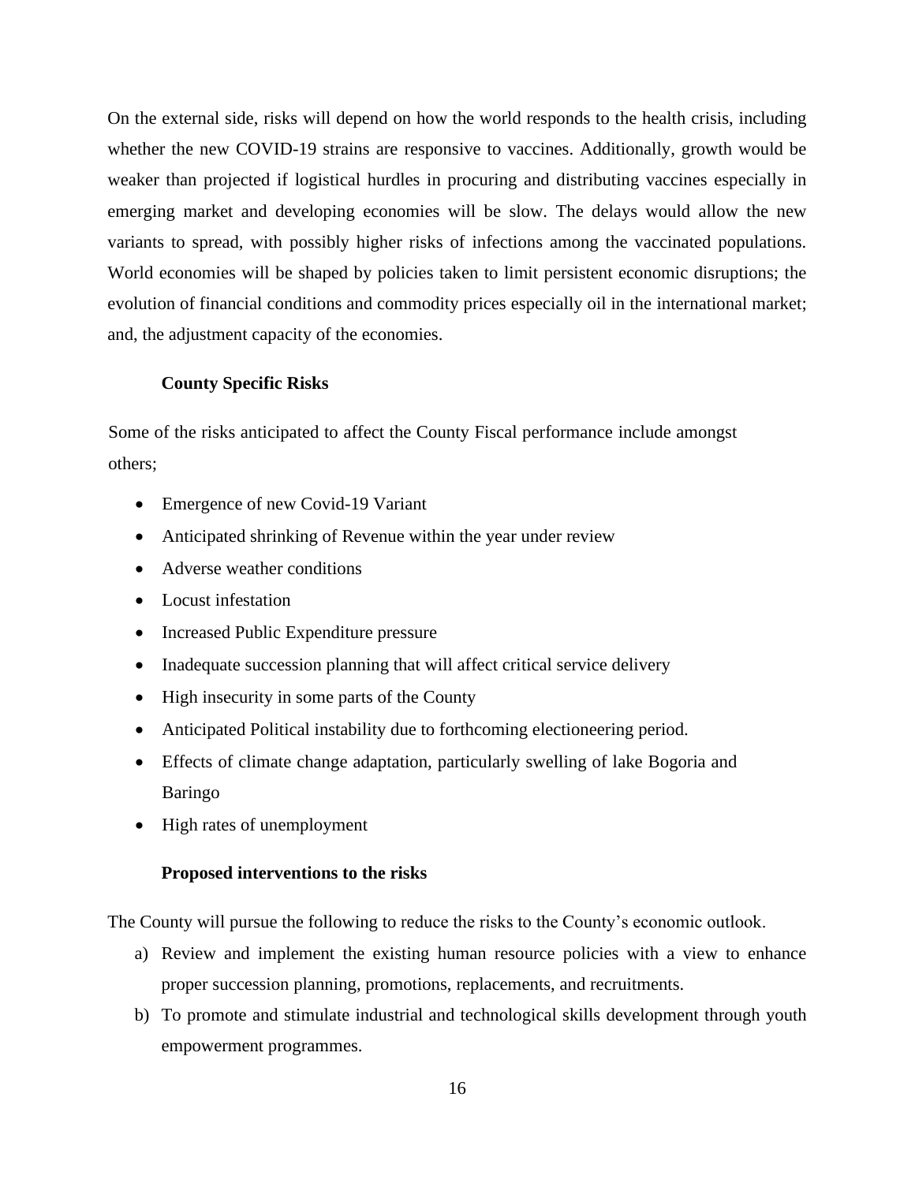On the external side, risks will depend on how the world responds to the health crisis, including whether the new COVID-19 strains are responsive to vaccines. Additionally, growth would be weaker than projected if logistical hurdles in procuring and distributing vaccines especially in emerging market and developing economies will be slow. The delays would allow the new variants to spread, with possibly higher risks of infections among the vaccinated populations. World economies will be shaped by policies taken to limit persistent economic disruptions; the evolution of financial conditions and commodity prices especially oil in the international market; and, the adjustment capacity of the economies.

### County Specific Risks

Some of the risks anticipated to affect the County Fiscal performance include amongst others;

- Emergence of new Covid-19 Variant
- Anticipated shrinking of Revenue within the year under review
- Adverse weather conditions
- Locust infestation
- Increased Public Expenditure pressure
- Inadequate succession planning that will affect critical service delivery
- High insecurity in some parts of the County
- Anticipated Political instability due to forthcoming electioneering period.
- Effects of climate change adaptation, particularly swelling of lake Bogoria and Baringo
- High rates of unemployment

### Proposed interventions to the risks

The County will pursue the following to reduce the risks to the County's economic outlook.

a) Review and implement the existing human resource policies with a view to enhance proper succession planning, promotions, replacements, and recruitments.
b) To promote and stimulate industrial and technological skills development through youth empowerment programmes.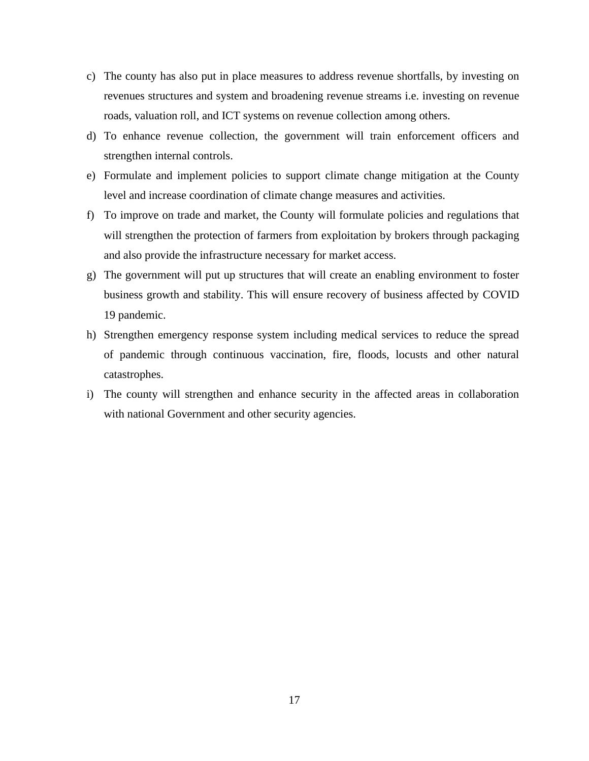c) The county has also put in place measures to address revenue shortfalls, by investing on revenues structures and system and broadening revenue streams i.e. investing on revenue roads, valuation roll, and ICT systems on revenue collection among others.
d) To enhance revenue collection, the government will train enforcement officers and strengthen internal controls.
e) Formulate and implement policies to support climate change mitigation at the County level and increase coordination of climate change measures and activities.
f) To improve on trade and market, the County will formulate policies and regulations that will strengthen the protection of farmers from exploitation by brokers through packaging and also provide the infrastructure necessary for market access.
g) The government will put up structures that will create an enabling environment to foster business growth and stability. This will ensure recovery of business affected by COVID 19 pandemic.
h) Strengthen emergency response system including medical services to reduce the spread of pandemic through continuous vaccination, fire, floods, locusts and other natural catastrophes.
i) The county will strengthen and enhance security in the affected areas in collaboration with national Government and other security agencies.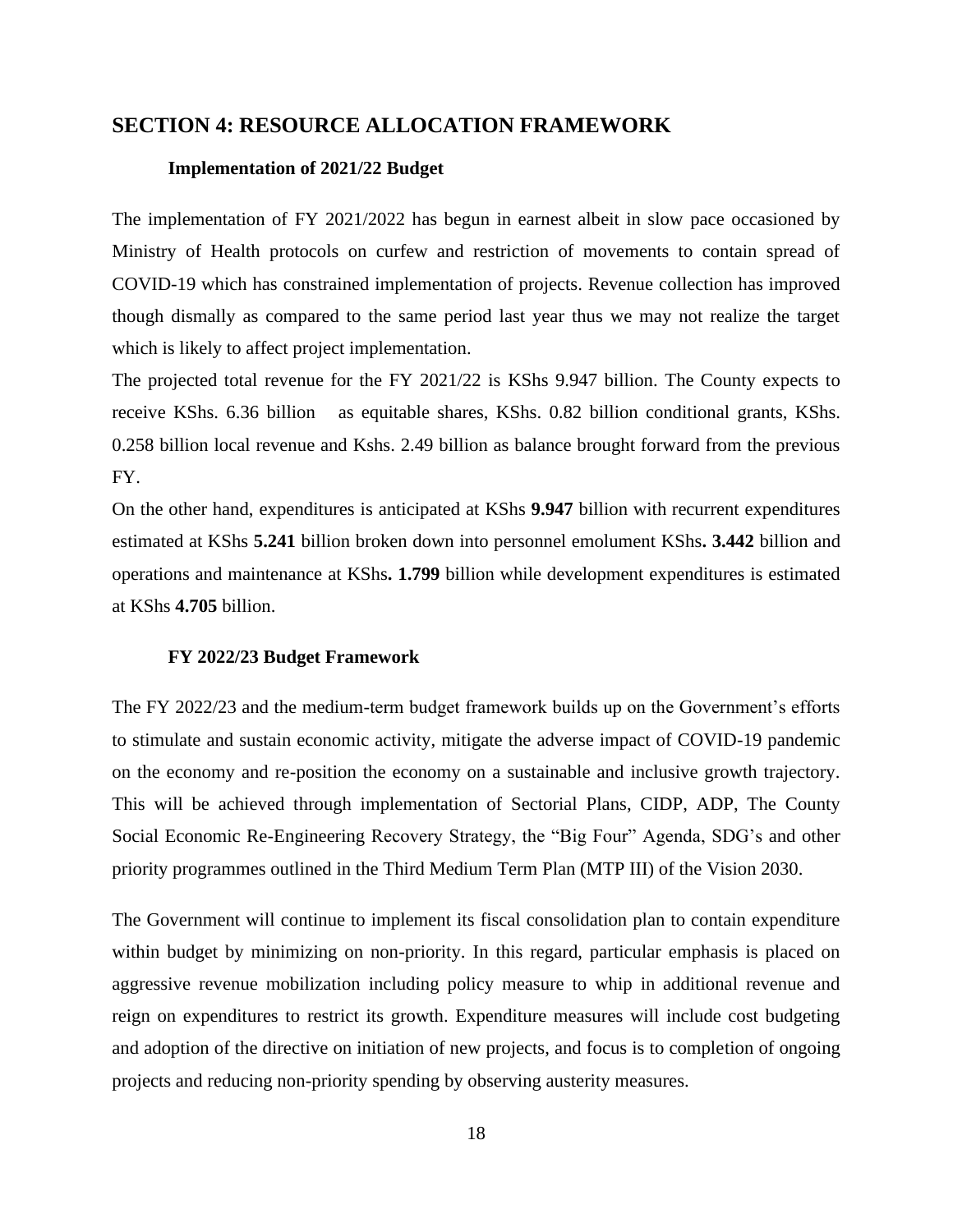# SECTION 4: RESOURCE ALLOCATION FRAMEWORK

### Implementation of 2021/22 Budget

The implementation of FY 2021/2022 has begun in earnest albeit in slow pace occasioned by Ministry of Health protocols on curfew and restriction of movements to contain spread of COVID-19 which has constrained implementation of projects. Revenue collection has improved though dismally as compared to the same period last year thus we may not realize the target which is likely to affect project implementation.

The projected total revenue for the FY 2021/22 is KShs 9.947 billion. The County expects to receive KShs. 6.36 billion as equitable shares, KShs. 0.82 billion conditional grants, KShs. 0.258 billion local revenue and Kshs. 2.49 billion as balance brought forward from the previous FY.

On the other hand, expenditures is anticipated at KShs **9.947** billion with recurrent expenditures estimated at KShs **5.241** billion broken down into personnel emolument KShs**. 3.442** billion and operations and maintenance at KShs**. 1.799** billion while development expenditures is estimated at KShs **4.705** billion.

### FY 2022/23 Budget Framework

The FY 2022/23 and the medium-term budget framework builds up on the Government's efforts to stimulate and sustain economic activity, mitigate the adverse impact of COVID-19 pandemic on the economy and re-position the economy on a sustainable and inclusive growth trajectory. This will be achieved through implementation of Sectorial Plans, CIDP, ADP, The County Social Economic Re-Engineering Recovery Strategy, the "Big Four" Agenda, SDG's and other priority programmes outlined in the Third Medium Term Plan (MTP III) of the Vision 2030.

The Government will continue to implement its fiscal consolidation plan to contain expenditure within budget by minimizing on non-priority. In this regard, particular emphasis is placed on aggressive revenue mobilization including policy measure to whip in additional revenue and reign on expenditures to restrict its growth. Expenditure measures will include cost budgeting and adoption of the directive on initiation of new projects, and focus is to completion of ongoing projects and reducing non-priority spending by observing austerity measures.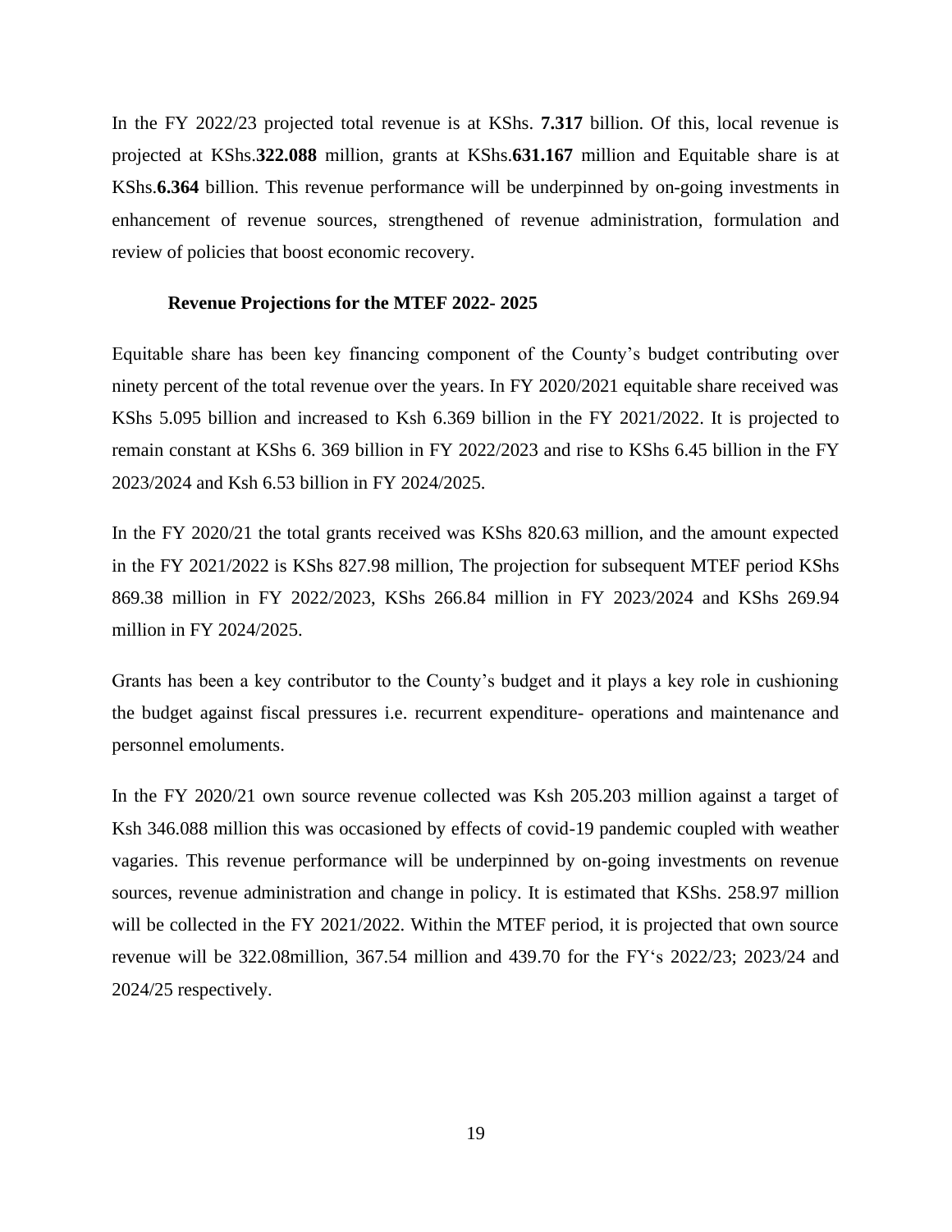In the FY 2022/23 projected total revenue is at KShs. **7.317** billion. Of this, local revenue is projected at KShs.**322.088** million, grants at KShs.**631.167** million and Equitable share is at KShs.**6.364** billion. This revenue performance will be underpinned by on-going investments in enhancement of revenue sources, strengthened of revenue administration, formulation and review of policies that boost economic recovery.

### Revenue Projections for the MTEF 2022- 2025

Equitable share has been key financing component of the County's budget contributing over ninety percent of the total revenue over the years. In FY 2020/2021 equitable share received was KShs 5.095 billion and increased to Ksh 6.369 billion in the FY 2021/2022. It is projected to remain constant at KShs 6. 369 billion in FY 2022/2023 and rise to KShs 6.45 billion in the FY 2023/2024 and Ksh 6.53 billion in FY 2024/2025.

In the FY 2020/21 the total grants received was KShs 820.63 million, and the amount expected in the FY 2021/2022 is KShs 827.98 million, The projection for subsequent MTEF period KShs 869.38 million in FY 2022/2023, KShs 266.84 million in FY 2023/2024 and KShs 269.94 million in FY 2024/2025.

Grants has been a key contributor to the County's budget and it plays a key role in cushioning the budget against fiscal pressures i.e. recurrent expenditure- operations and maintenance and personnel emoluments.

In the FY 2020/21 own source revenue collected was Ksh 205.203 million against a target of Ksh 346.088 million this was occasioned by effects of covid-19 pandemic coupled with weather vagaries. This revenue performance will be underpinned by on-going investments on revenue sources, revenue administration and change in policy. It is estimated that KShs. 258.97 million will be collected in the FY 2021/2022. Within the MTEF period, it is projected that own source revenue will be 322.08million, 367.54 million and 439.70 for the FY's 2022/23; 2023/24 and 2024/25 respectively.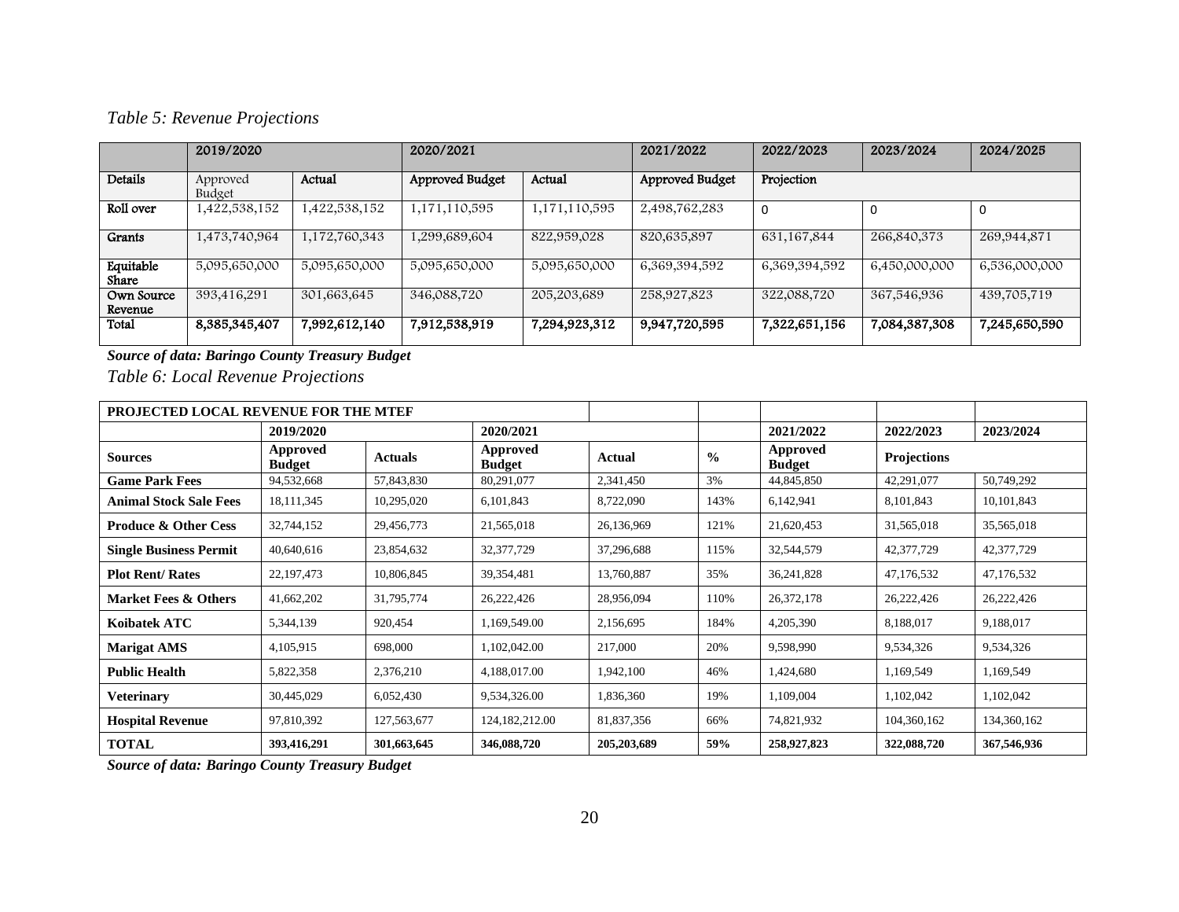*Table 5: Revenue Projections*

| | 2019/2020 | | 2020/2021 | | 2021/2022 | 2022/2023 | 2023/2024 | 2024/2025 |
|---|---|---|---|---|---|---|---|---|
| Details | Approved Budget | Actual | Approved Budget | Actual | Approved Budget | Projection | | |
| Roll over | 1,422,538,152 | 1,422,538,152 | 1,171,110,595 | 1,171,110,595 | 2,498,762,283 | 0 | 0 | 0 |
| Grants | 1,473,740,964 | 1,172,760,343 | 1,299,689,604 | 822,959,028 | 820,635,897 | 631,167,844 | 266,840,373 | 269,944,871 |
| Equitable Share | 5,095,650,000 | 5,095,650,000 | 5,095,650,000 | 5,095,650,000 | 6,369,394,592 | 6,369,394,592 | 6,450,000,000 | 6,536,000,000 |
| Own Source Revenue | 393,416,291 | 301,663,645 | 346,088,720 | 205,203,689 | 258,927,823 | 322,088,720 | 367,546,936 | 439,705,719 |
| Total | **8,385,345,407** | **7,992,612,140** | **7,912,538,919** | **7,294,923,312** | **9,947,720,595** | **7,322,651,156** | **7,084,387,308** | **7,245,650,590** |

***Source of data: Baringo County Treasury Budget***

*Table 6: Local Revenue Projections*

| **PROJECTED LOCAL REVENUE FOR THE MTEF** | | | | | | | | |
|---|---|---|---|---|---|---|---|---|
| | **2019/2020** | | **2020/2021** | | | **2021/2022** | **2022/2023** | **2023/2024** |
| **Sources** | **Approved Budget** | **Actuals** | **Approved Budget** | **Actual** | **%** | **Approved Budget** | **Projections** | |
| **Game Park Fees** | 94,532,668 | 57,843,830 | 80,291,077 | 2,341,450 | 3% | 44,845,850 | 42,291,077 | 50,749,292 |
| **Animal Stock Sale Fees** | 18,111,345 | 10,295,020 | 6,101,843 | 8,722,090 | 143% | 6,142,941 | 8,101,843 | 10,101,843 |
| **Produce & Other Cess** | 32,744,152 | 29,456,773 | 21,565,018 | 26,136,969 | 121% | 21,620,453 | 31,565,018 | 35,565,018 |
| **Single Business Permit** | 40,640,616 | 23,854,632 | 32,377,729 | 37,296,688 | 115% | 32,544,579 | 42,377,729 | 42,377,729 |
| **Plot Rent/ Rates** | 22,197,473 | 10,806,845 | 39,354,481 | 13,760,887 | 35% | 36,241,828 | 47,176,532 | 47,176,532 |
| **Market Fees & Others** | 41,662,202 | 31,795,774 | 26,222,426 | 28,956,094 | 110% | 26,372,178 | 26,222,426 | 26,222,426 |
| **Koibatek ATC** | 5,344,139 | 920,454 | 1,169,549.00 | 2,156,695 | 184% | 4,205,390 | 8,188,017 | 9,188,017 |
| **Marigat AMS** | 4,105,915 | 698,000 | 1,102,042.00 | 217,000 | 20% | 9,598,990 | 9,534,326 | 9,534,326 |
| **Public Health** | 5,822,358 | 2,376,210 | 4,188,017.00 | 1,942,100 | 46% | 1,424,680 | 1,169,549 | 1,169,549 |
| **Veterinary** | 30,445,029 | 6,052,430 | 9,534,326.00 | 1,836,360 | 19% | 1,109,004 | 1,102,042 | 1,102,042 |
| **Hospital Revenue** | 97,810,392 | 127,563,677 | 124,182,212.00 | 81,837,356 | 66% | 74,821,932 | 104,360,162 | 134,360,162 |
| **TOTAL** | **393,416,291** | **301,663,645** | **346,088,720** | **205,203,689** | **59%** | **258,927,823** | **322,088,720** | **367,546,936** |

***Source of data: Baringo County Treasury Budget***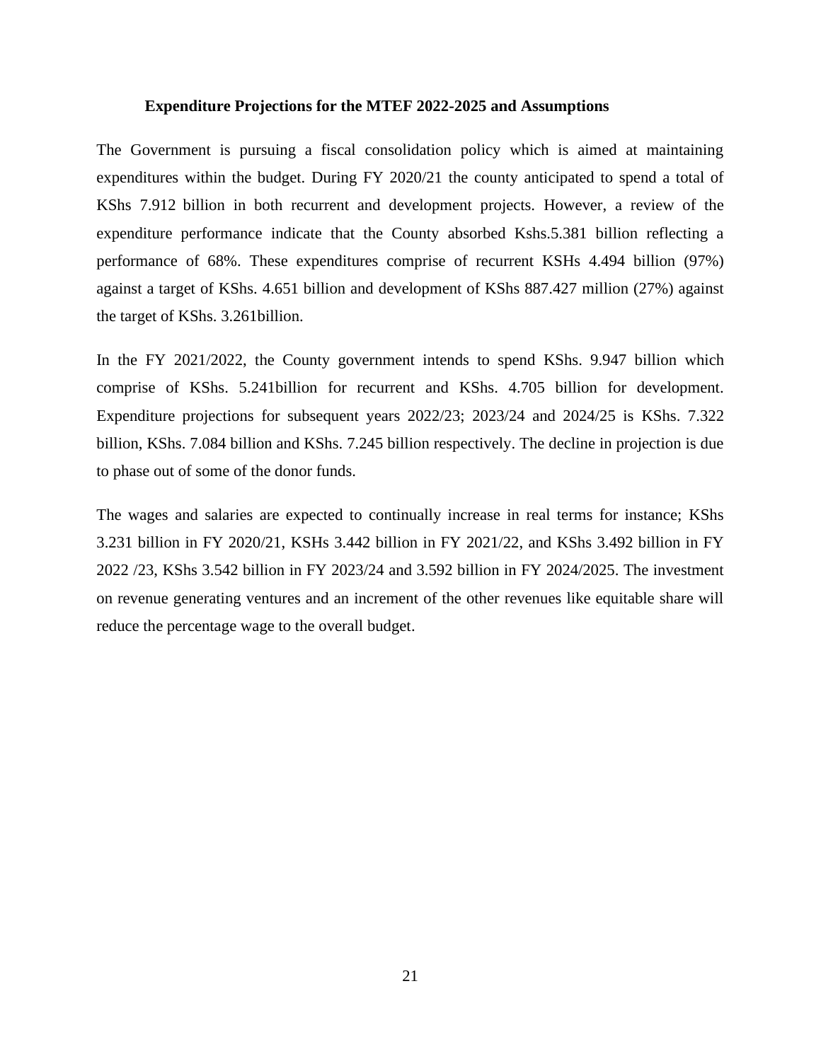### Expenditure Projections for the MTEF 2022-2025 and Assumptions

The Government is pursuing a fiscal consolidation policy which is aimed at maintaining expenditures within the budget. During FY 2020/21 the county anticipated to spend a total of KShs 7.912 billion in both recurrent and development projects. However, a review of the expenditure performance indicate that the County absorbed Kshs.5.381 billion reflecting a performance of 68%. These expenditures comprise of recurrent KSHs 4.494 billion (97%) against a target of KShs. 4.651 billion and development of KShs 887.427 million (27%) against the target of KShs. 3.261billion.

In the FY 2021/2022, the County government intends to spend KShs. 9.947 billion which comprise of KShs. 5.241billion for recurrent and KShs. 4.705 billion for development. Expenditure projections for subsequent years 2022/23; 2023/24 and 2024/25 is KShs. 7.322 billion, KShs. 7.084 billion and KShs. 7.245 billion respectively. The decline in projection is due to phase out of some of the donor funds.

The wages and salaries are expected to continually increase in real terms for instance; KShs 3.231 billion in FY 2020/21, KSHs 3.442 billion in FY 2021/22, and KShs 3.492 billion in FY 2022 /23, KShs 3.542 billion in FY 2023/24 and 3.592 billion in FY 2024/2025. The investment on revenue generating ventures and an increment of the other revenues like equitable share will reduce the percentage wage to the overall budget.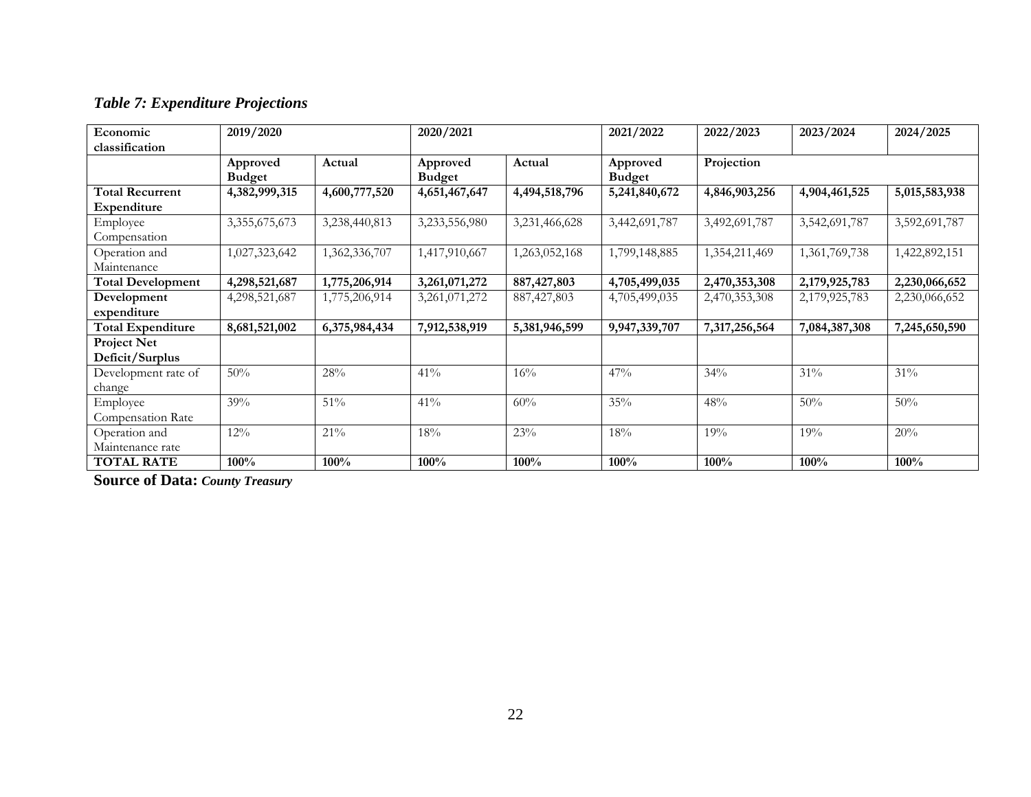***Table 7: Expenditure Projections***

| **Economic classification** | **2019/2020** | | **2020/2021** | | **2021/2022** | **2022/2023** | **2023/2024** | **2024/2025** |
|---|---|---|---|---|---|---|---|---|
| | **Approved Budget** | **Actual** | **Approved Budget** | **Actual** | **Approved Budget** | **Projection** | | |
| **Total Recurrent Expenditure** | **4,382,999,315** | **4,600,777,520** | **4,651,467,647** | **4,494,518,796** | **5,241,840,672** | **4,846,903,256** | **4,904,461,525** | **5,015,583,938** |
| Employee Compensation | 3,355,675,673 | 3,238,440,813 | 3,233,556,980 | 3,231,466,628 | 3,442,691,787 | 3,492,691,787 | 3,542,691,787 | 3,592,691,787 |
| Operation and Maintenance | 1,027,323,642 | 1,362,336,707 | 1,417,910,667 | 1,263,052,168 | 1,799,148,885 | 1,354,211,469 | 1,361,769,738 | 1,422,892,151 |
| **Total Development** | **4,298,521,687** | **1,775,206,914** | **3,261,071,272** | **887,427,803** | **4,705,499,035** | **2,470,353,308** | **2,179,925,783** | **2,230,066,652** |
| **Development expenditure** | 4,298,521,687 | 1,775,206,914 | 3,261,071,272 | 887,427,803 | 4,705,499,035 | 2,470,353,308 | 2,179,925,783 | 2,230,066,652 |
| **Total Expenditure** | **8,681,521,002** | **6,375,984,434** | **7,912,538,919** | **5,381,946,599** | **9,947,339,707** | **7,317,256,564** | **7,084,387,308** | **7,245,650,590** |
| **Project Net Deficit/Surplus** | | | | | | | | |
| Development rate of change | 50% | 28% | 41% | 16% | 47% | 34% | 31% | 31% |
| Employee Compensation Rate | 39% | 51% | 41% | 60% | 35% | 48% | 50% | 50% |
| Operation and Maintenance rate | 12% | 21% | 18% | 23% | 18% | 19% | 19% | 20% |
| **TOTAL RATE** | **100%** | **100%** | **100%** | **100%** | **100%** | **100%** | **100%** | **100%** |

**Source of Data:** ***County Treasury***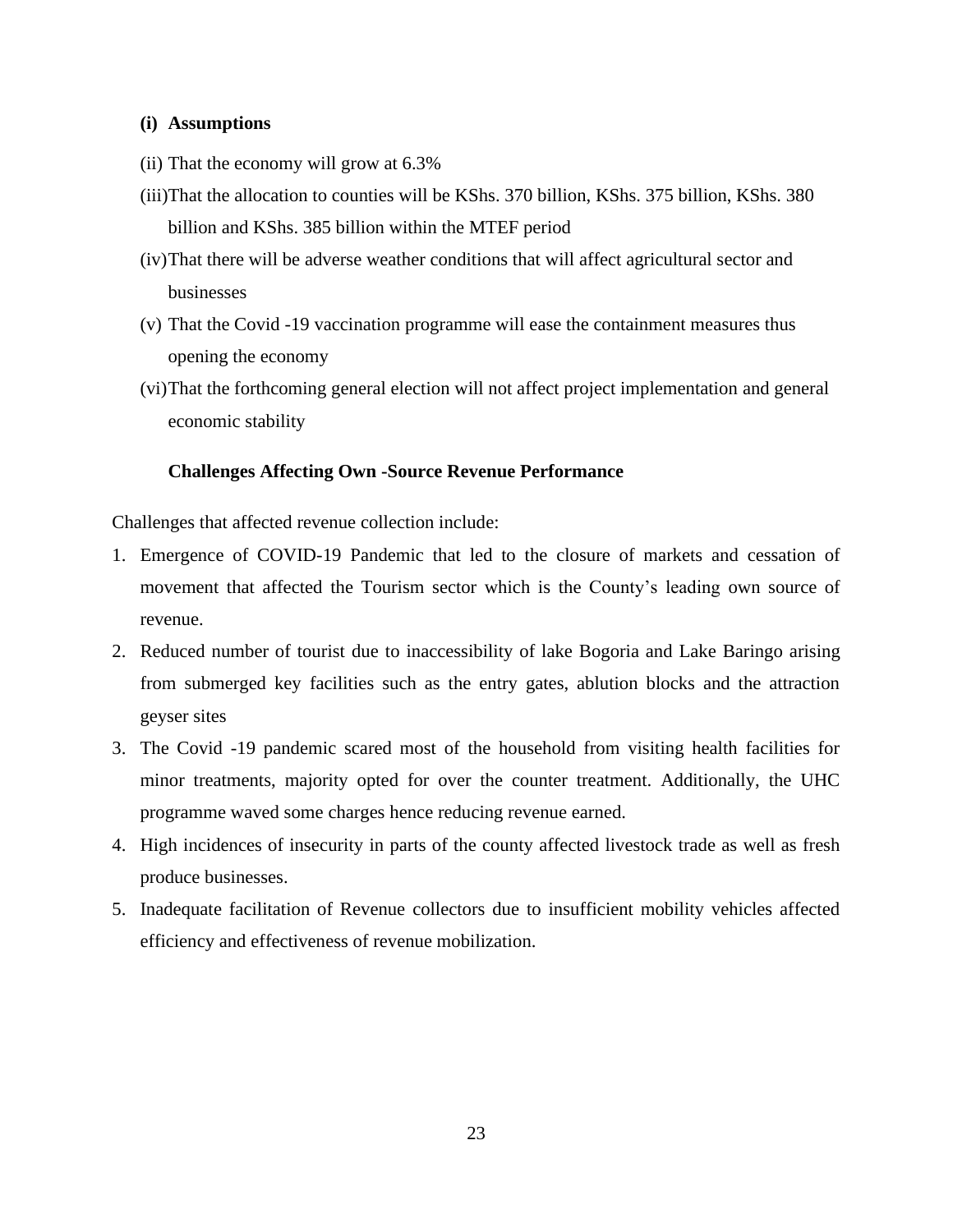**(i) Assumptions**

(ii) That the economy will grow at 6.3%

(iii)That the allocation to counties will be KShs. 370 billion, KShs. 375 billion, KShs. 380 billion and KShs. 385 billion within the MTEF period

(iv)That there will be adverse weather conditions that will affect agricultural sector and businesses

(v) That the Covid -19 vaccination programme will ease the containment measures thus opening the economy

(vi)That the forthcoming general election will not affect project implementation and general economic stability

**Challenges Affecting Own -Source Revenue Performance**

Challenges that affected revenue collection include:

1. Emergence of COVID-19 Pandemic that led to the closure of markets and cessation of movement that affected the Tourism sector which is the County's leading own source of revenue.
2. Reduced number of tourist due to inaccessibility of lake Bogoria and Lake Baringo arising from submerged key facilities such as the entry gates, ablution blocks and the attraction geyser sites
3. The Covid -19 pandemic scared most of the household from visiting health facilities for minor treatments, majority opted for over the counter treatment. Additionally, the UHC programme waved some charges hence reducing revenue earned.
4. High incidences of insecurity in parts of the county affected livestock trade as well as fresh produce businesses.
5. Inadequate facilitation of Revenue collectors due to insufficient mobility vehicles affected efficiency and effectiveness of revenue mobilization.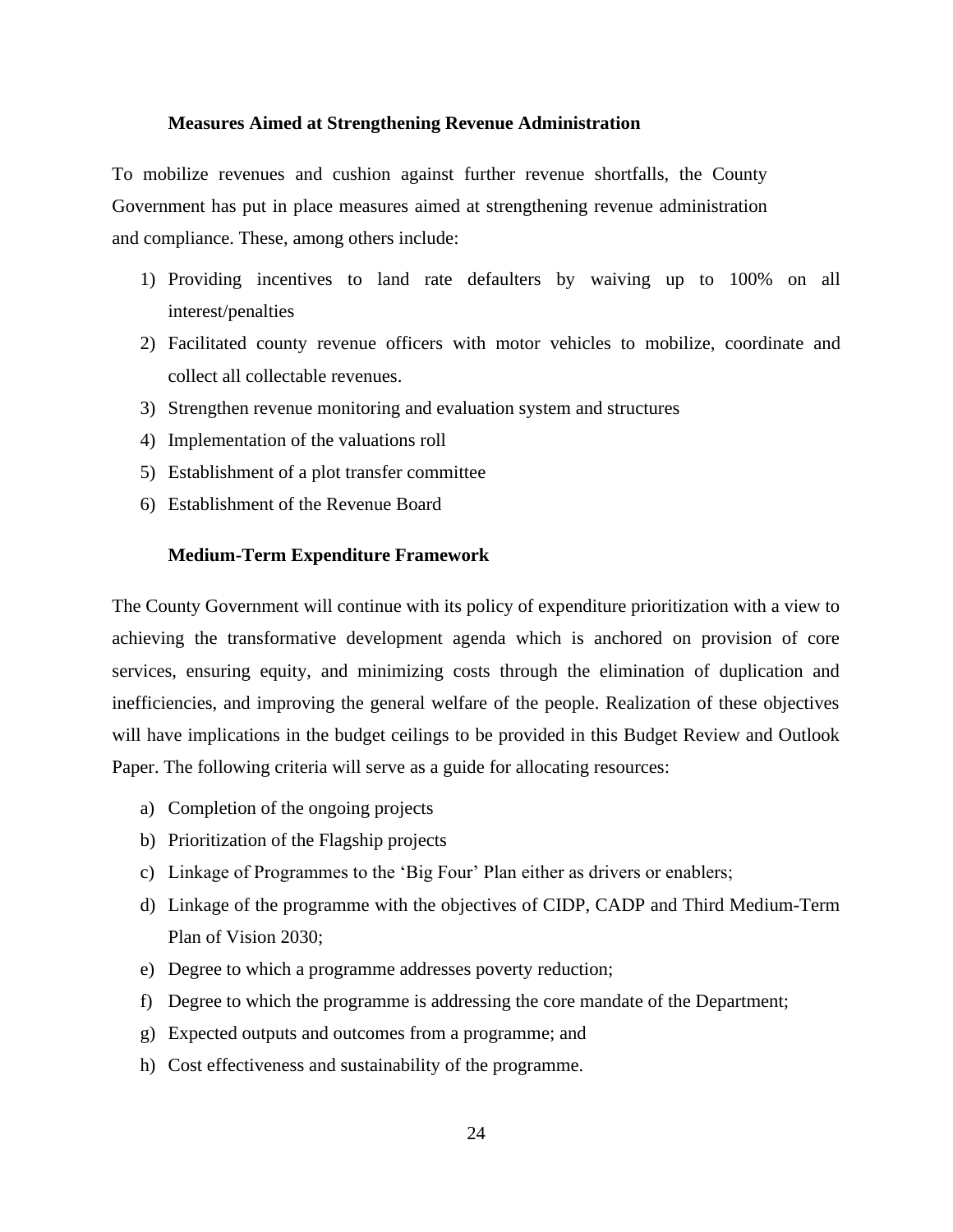### Measures Aimed at Strengthening Revenue Administration

To mobilize revenues and cushion against further revenue shortfalls, the County Government has put in place measures aimed at strengthening revenue administration and compliance. These, among others include:

1) Providing incentives to land rate defaulters by waiving up to 100% on all interest/penalties
2) Facilitated county revenue officers with motor vehicles to mobilize, coordinate and collect all collectable revenues.
3) Strengthen revenue monitoring and evaluation system and structures
4) Implementation of the valuations roll
5) Establishment of a plot transfer committee
6) Establishment of the Revenue Board

### Medium-Term Expenditure Framework

The County Government will continue with its policy of expenditure prioritization with a view to achieving the transformative development agenda which is anchored on provision of core services, ensuring equity, and minimizing costs through the elimination of duplication and inefficiencies, and improving the general welfare of the people. Realization of these objectives will have implications in the budget ceilings to be provided in this Budget Review and Outlook Paper. The following criteria will serve as a guide for allocating resources:

a) Completion of the ongoing projects
b) Prioritization of the Flagship projects
c) Linkage of Programmes to the 'Big Four' Plan either as drivers or enablers;
d) Linkage of the programme with the objectives of CIDP, CADP and Third Medium-Term Plan of Vision 2030;
e) Degree to which a programme addresses poverty reduction;
f) Degree to which the programme is addressing the core mandate of the Department;
g) Expected outputs and outcomes from a programme; and
h) Cost effectiveness and sustainability of the programme.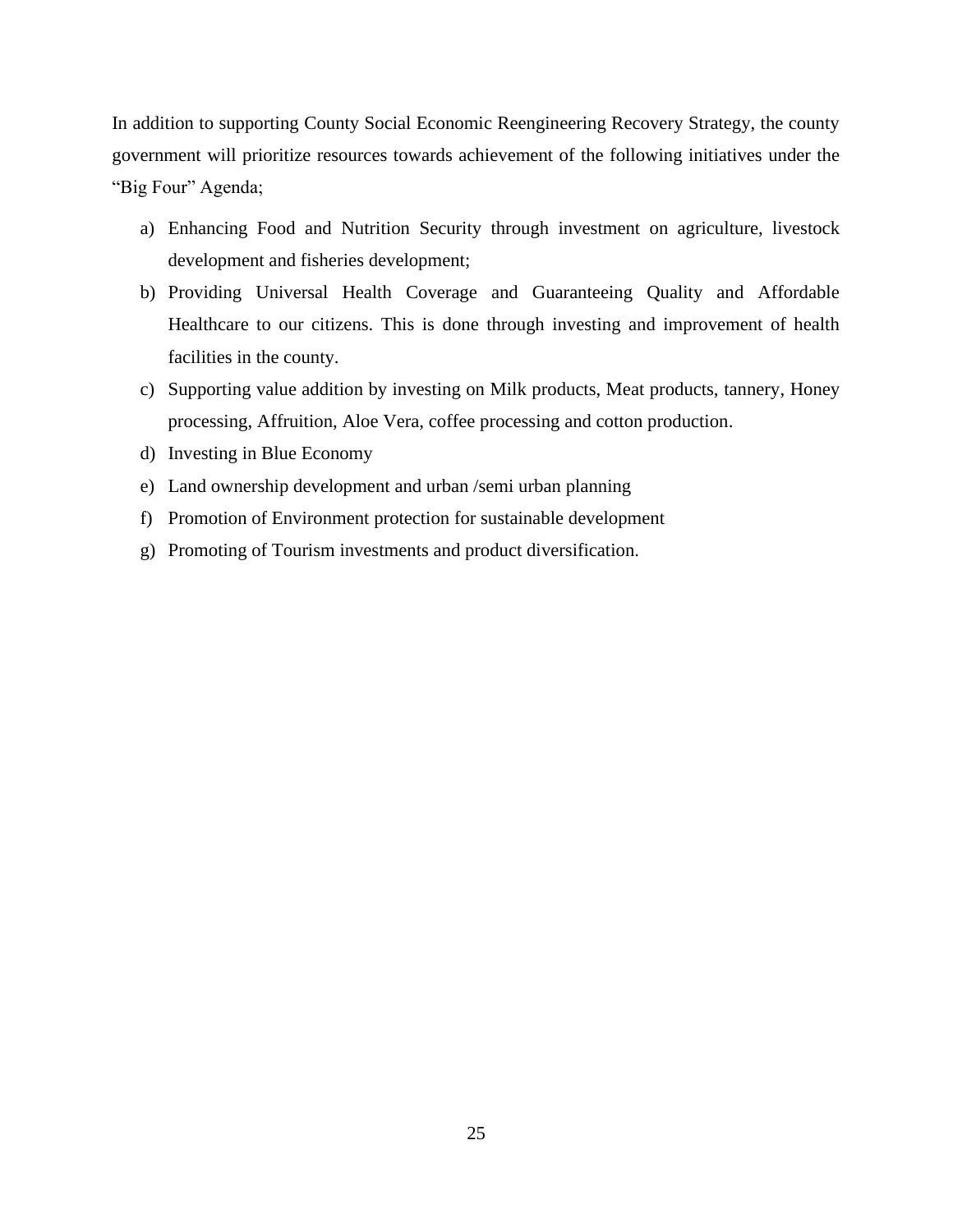In addition to supporting County Social Economic Reengineering Recovery Strategy, the county government will prioritize resources towards achievement of the following initiatives under the "Big Four" Agenda;

a) Enhancing Food and Nutrition Security through investment on agriculture, livestock development and fisheries development;
b) Providing Universal Health Coverage and Guaranteeing Quality and Affordable Healthcare to our citizens. This is done through investing and improvement of health facilities in the county.
c) Supporting value addition by investing on Milk products, Meat products, tannery, Honey processing, Affruition, Aloe Vera, coffee processing and cotton production.
d) Investing in Blue Economy
e) Land ownership development and urban /semi urban planning
f) Promotion of Environment protection for sustainable development
g) Promoting of Tourism investments and product diversification.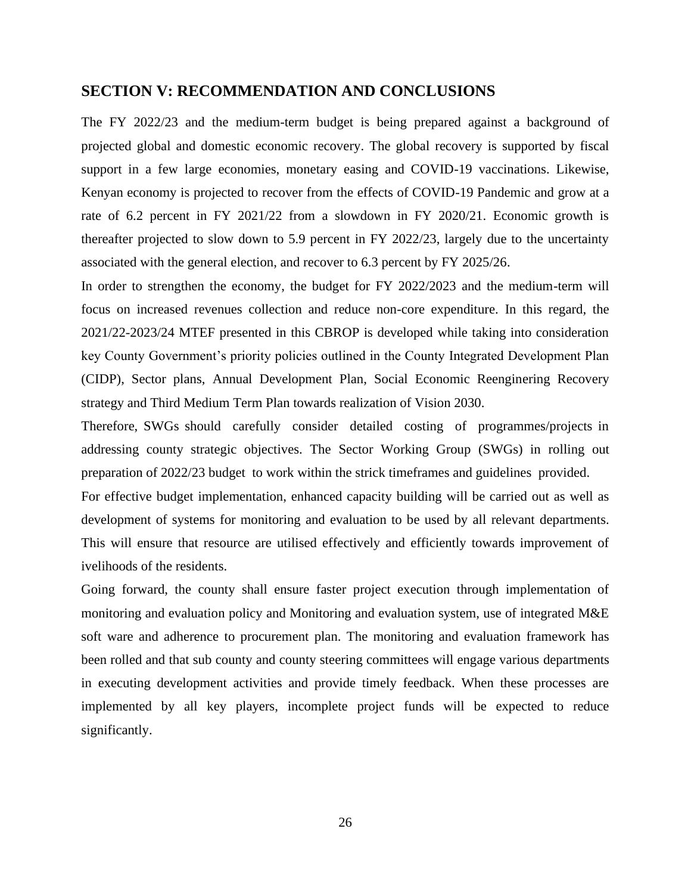## SECTION V: RECOMMENDATION AND CONCLUSIONS

The FY 2022/23 and the medium-term budget is being prepared against a background of projected global and domestic economic recovery. The global recovery is supported by fiscal support in a few large economies, monetary easing and COVID-19 vaccinations. Likewise, Kenyan economy is projected to recover from the effects of COVID-19 Pandemic and grow at a rate of 6.2 percent in FY 2021/22 from a slowdown in FY 2020/21. Economic growth is thereafter projected to slow down to 5.9 percent in FY 2022/23, largely due to the uncertainty associated with the general election, and recover to 6.3 percent by FY 2025/26.

In order to strengthen the economy, the budget for FY 2022/2023 and the medium-term will focus on increased revenues collection and reduce non-core expenditure. In this regard, the 2021/22-2023/24 MTEF presented in this CBROP is developed while taking into consideration key County Government's priority policies outlined in the County Integrated Development Plan (CIDP), Sector plans, Annual Development Plan, Social Economic Reenginering Recovery strategy and Third Medium Term Plan towards realization of Vision 2030.

Therefore, SWGs should carefully consider detailed costing of programmes/projects in addressing county strategic objectives. The Sector Working Group (SWGs) in rolling out preparation of 2022/23 budget to work within the strick timeframes and guidelines provided.

For effective budget implementation, enhanced capacity building will be carried out as well as development of systems for monitoring and evaluation to be used by all relevant departments. This will ensure that resource are utilised effectively and efficiently towards improvement of ivelihoods of the residents.

Going forward, the county shall ensure faster project execution through implementation of monitoring and evaluation policy and Monitoring and evaluation system, use of integrated M&E soft ware and adherence to procurement plan. The monitoring and evaluation framework has been rolled and that sub county and county steering committees will engage various departments in executing development activities and provide timely feedback. When these processes are implemented by all key players, incomplete project funds will be expected to reduce significantly.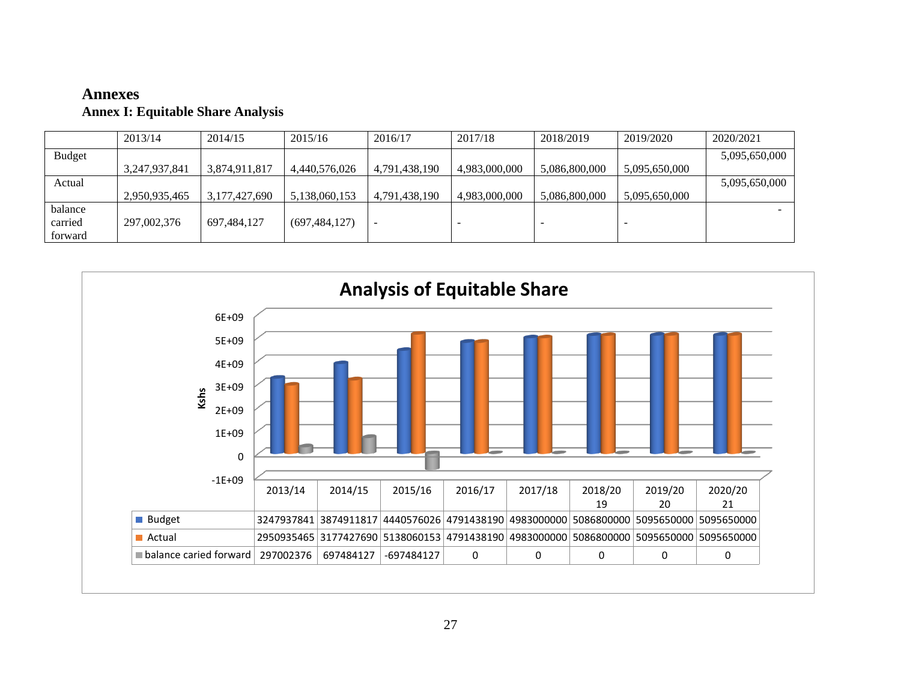# Annexes

## Annex I: Equitable Share Analysis

| | 2013/14 | 2014/15 | 2015/16 | 2016/17 | 2017/18 | 2018/2019 | 2019/2020 | 2020/2021 |
|---|---|---|---|---|---|---|---|---|
| Budget | 3,247,937,841 | 3,874,911,817 | 4,440,576,026 | 4,791,438,190 | 4,983,000,000 | 5,086,800,000 | 5,095,650,000 | 5,095,650,000 |
| Actual | 2,950,935,465 | 3,177,427,690 | 5,138,060,153 | 4,791,438,190 | 4,983,000,000 | 5,086,800,000 | 5,095,650,000 | 5,095,650,000 |
| balance carried forward | 297,002,376 | 697,484,127 | (697,484,127) | - | - | - | - | - |

**Analysis of Equitable Share**

| | 2013/14 | 2014/15 | 2015/16 | 2016/17 | 2017/18 | 2018/2019 | 2019/2020 | 2020/2021 |
|---|---|---|---|---|---|---|---|---|
| Budget | 3247937841 | 3874911817 | 4440576026 | 4791438190 | 4983000000 | 5086800000 | 5095650000 | 5095650000 |
| Actual | 2950935465 | 3177427690 | 5138060153 | 4791438190 | 4983000000 | 5086800000 | 5095650000 | 5095650000 |
| balance caried forward | 297002376 | 697484127 | -697484127 | 0 | 0 | 0 | 0 | 0 |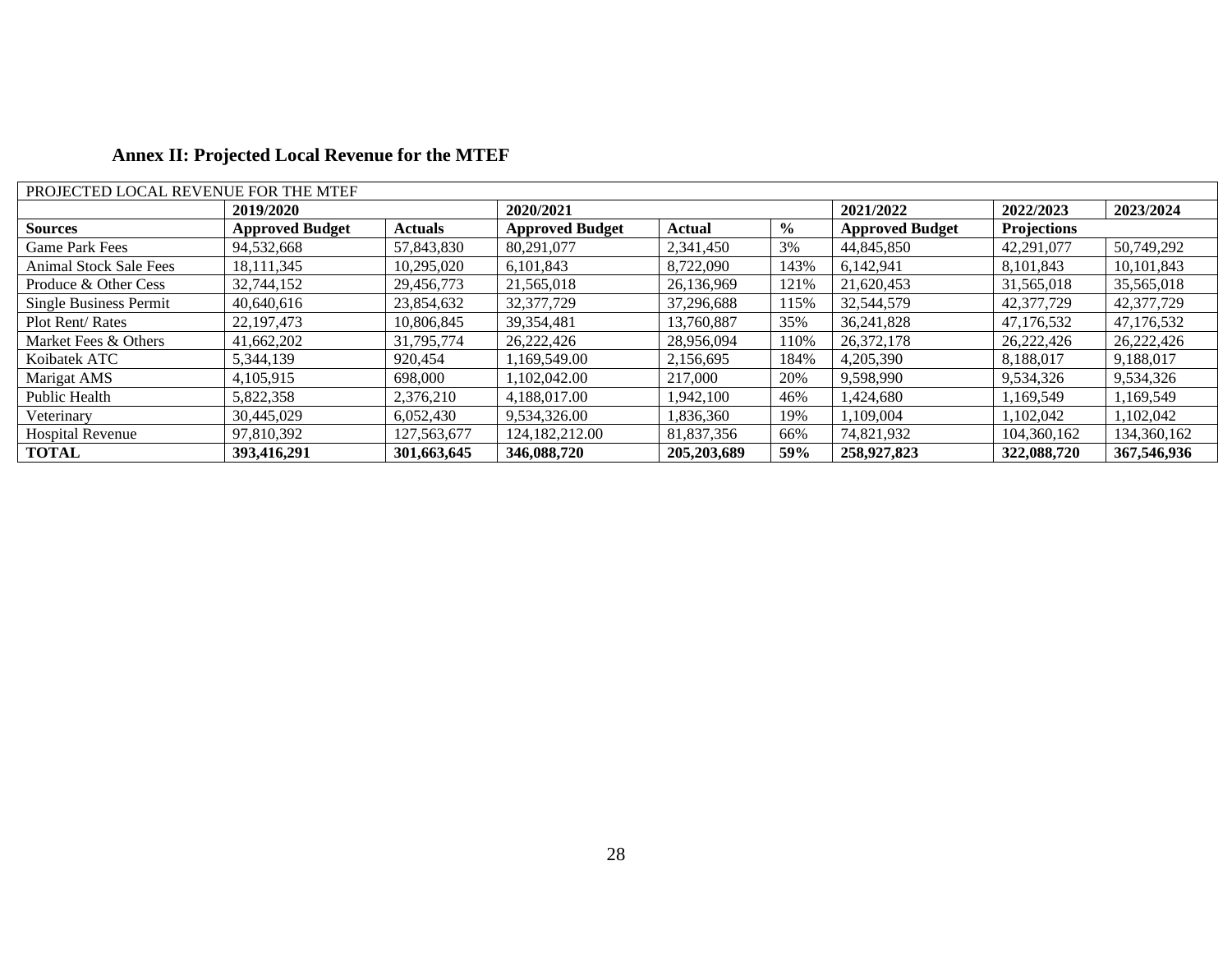**Annex II: Projected Local Revenue for the MTEF**

| PROJECTED LOCAL REVENUE FOR THE MTEF | | | | | | | | |
|---|---|---|---|---|---|---|---|---|
| | **2019/2020** | | **2020/2021** | | | **2021/2022** | **2022/2023** | **2023/2024** |
| **Sources** | **Approved Budget** | **Actuals** | **Approved Budget** | **Actual** | **%** | **Approved Budget** | **Projections** | |
| Game Park Fees | 94,532,668 | 57,843,830 | 80,291,077 | 2,341,450 | 3% | 44,845,850 | 42,291,077 | 50,749,292 |
| Animal Stock Sale Fees | 18,111,345 | 10,295,020 | 6,101,843 | 8,722,090 | 143% | 6,142,941 | 8,101,843 | 10,101,843 |
| Produce & Other Cess | 32,744,152 | 29,456,773 | 21,565,018 | 26,136,969 | 121% | 21,620,453 | 31,565,018 | 35,565,018 |
| Single Business Permit | 40,640,616 | 23,854,632 | 32,377,729 | 37,296,688 | 115% | 32,544,579 | 42,377,729 | 42,377,729 |
| Plot Rent/ Rates | 22,197,473 | 10,806,845 | 39,354,481 | 13,760,887 | 35% | 36,241,828 | 47,176,532 | 47,176,532 |
| Market Fees & Others | 41,662,202 | 31,795,774 | 26,222,426 | 28,956,094 | 110% | 26,372,178 | 26,222,426 | 26,222,426 |
| Koibatek ATC | 5,344,139 | 920,454 | 1,169,549.00 | 2,156,695 | 184% | 4,205,390 | 8,188,017 | 9,188,017 |
| Marigat AMS | 4,105,915 | 698,000 | 1,102,042.00 | 217,000 | 20% | 9,598,990 | 9,534,326 | 9,534,326 |
| Public Health | 5,822,358 | 2,376,210 | 4,188,017.00 | 1,942,100 | 46% | 1,424,680 | 1,169,549 | 1,169,549 |
| Veterinary | 30,445,029 | 6,052,430 | 9,534,326.00 | 1,836,360 | 19% | 1,109,004 | 1,102,042 | 1,102,042 |
| Hospital Revenue | 97,810,392 | 127,563,677 | 124,182,212.00 | 81,837,356 | 66% | 74,821,932 | 104,360,162 | 134,360,162 |
| **TOTAL** | **393,416,291** | **301,663,645** | **346,088,720** | **205,203,689** | **59%** | **258,927,823** | **322,088,720** | **367,546,936** |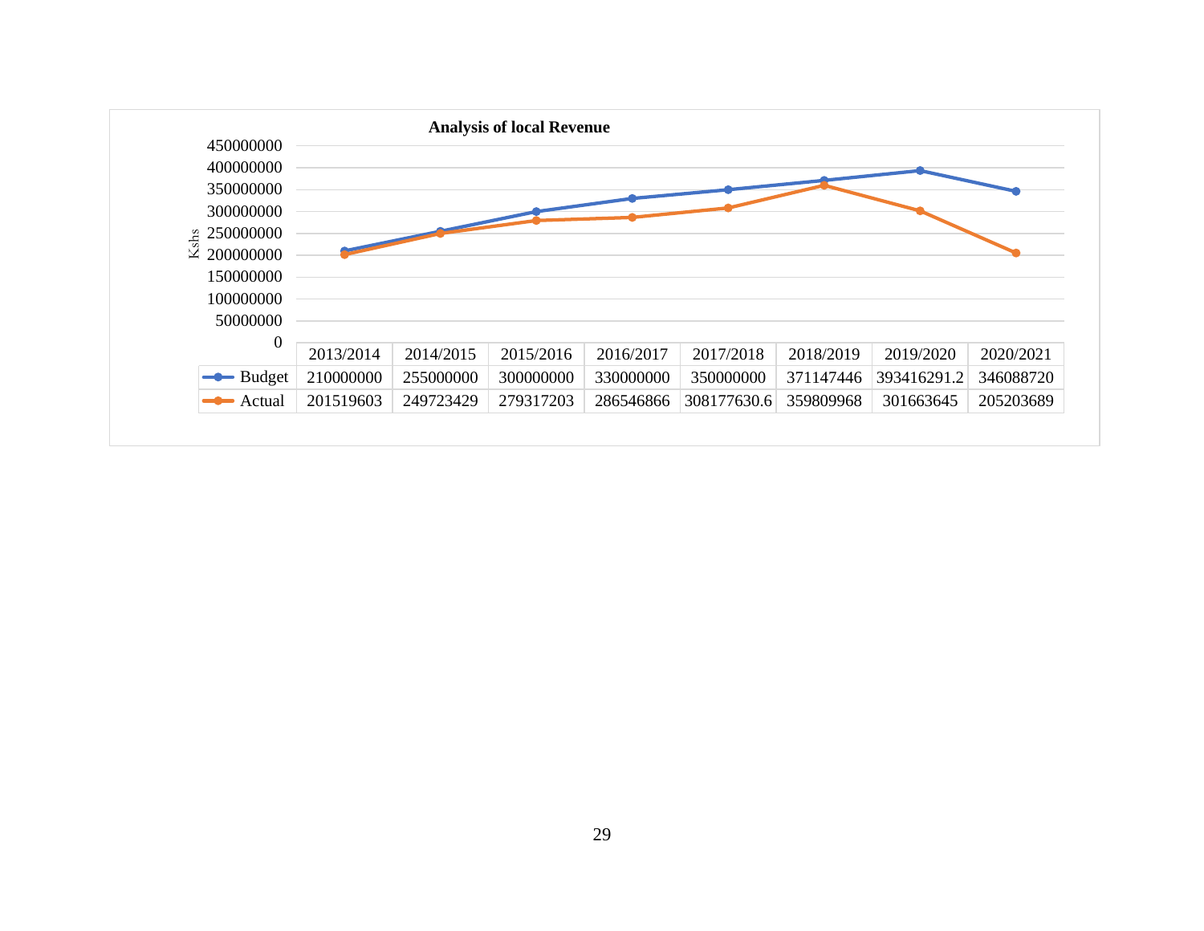**Analysis of local Revenue**

| | 2013/2014 | 2014/2015 | 2015/2016 | 2016/2017 | 2017/2018 | 2018/2019 | 2019/2020 | 2020/2021 |
|---|---|---|---|---|---|---|---|---|
| Budget | 210000000 | 255000000 | 300000000 | 330000000 | 350000000 | 371147446 | 393416291.2 | 346088720 |
| Actual | 201519603 | 249723429 | 279317203 | 286546866 | 308177630.6 | 359809968 | 301663645 | 205203689 |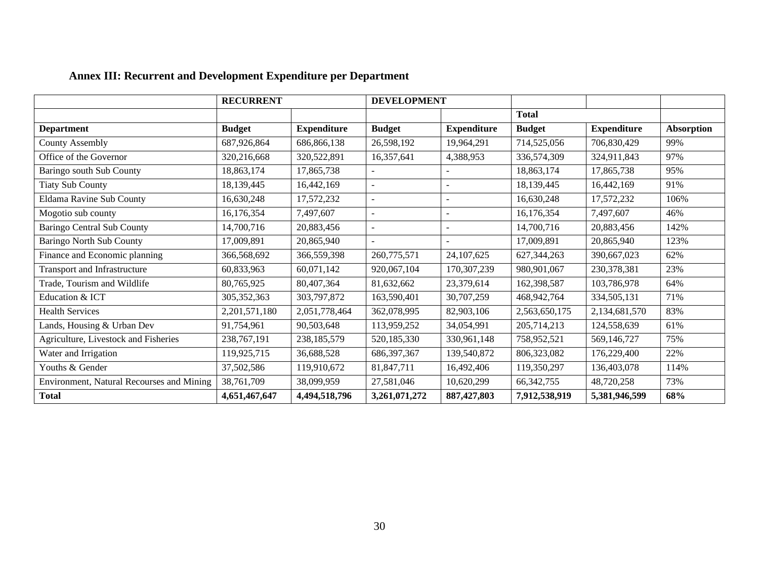## Annex III: Recurrent and Development Expenditure per Department

| | RECURRENT | | DEVELOPMENT | | | | |
|---|---|---|---|---|---|---|---|
| | | | | | Total | | |
| **Department** | **Budget** | **Expenditure** | **Budget** | **Expenditure** | **Budget** | **Expenditure** | **Absorption** |
| County Assembly | 687,926,864 | 686,866,138 | 26,598,192 | 19,964,291 | 714,525,056 | 706,830,429 | 99% |
| Office of the Governor | 320,216,668 | 320,522,891 | 16,357,641 | 4,388,953 | 336,574,309 | 324,911,843 | 97% |
| Baringo south Sub County | 18,863,174 | 17,865,738 | - | - | 18,863,174 | 17,865,738 | 95% |
| Tiaty Sub County | 18,139,445 | 16,442,169 | - | - | 18,139,445 | 16,442,169 | 91% |
| Eldama Ravine Sub County | 16,630,248 | 17,572,232 | - | - | 16,630,248 | 17,572,232 | 106% |
| Mogotio sub county | 16,176,354 | 7,497,607 | - | - | 16,176,354 | 7,497,607 | 46% |
| Baringo Central Sub County | 14,700,716 | 20,883,456 | - | - | 14,700,716 | 20,883,456 | 142% |
| Baringo North Sub County | 17,009,891 | 20,865,940 | - | - | 17,009,891 | 20,865,940 | 123% |
| Finance and Economic planning | 366,568,692 | 366,559,398 | 260,775,571 | 24,107,625 | 627,344,263 | 390,667,023 | 62% |
| Transport and Infrastructure | 60,833,963 | 60,071,142 | 920,067,104 | 170,307,239 | 980,901,067 | 230,378,381 | 23% |
| Trade, Tourism and Wildlife | 80,765,925 | 80,407,364 | 81,632,662 | 23,379,614 | 162,398,587 | 103,786,978 | 64% |
| Education & ICT | 305,352,363 | 303,797,872 | 163,590,401 | 30,707,259 | 468,942,764 | 334,505,131 | 71% |
| Health Services | 2,201,571,180 | 2,051,778,464 | 362,078,995 | 82,903,106 | 2,563,650,175 | 2,134,681,570 | 83% |
| Lands, Housing & Urban Dev | 91,754,961 | 90,503,648 | 113,959,252 | 34,054,991 | 205,714,213 | 124,558,639 | 61% |
| Agriculture, Livestock and Fisheries | 238,767,191 | 238,185,579 | 520,185,330 | 330,961,148 | 758,952,521 | 569,146,727 | 75% |
| Water and Irrigation | 119,925,715 | 36,688,528 | 686,397,367 | 139,540,872 | 806,323,082 | 176,229,400 | 22% |
| Youths & Gender | 37,502,586 | 119,910,672 | 81,847,711 | 16,492,406 | 119,350,297 | 136,403,078 | 114% |
| Environment, Natural Recourses and Mining | 38,761,709 | 38,099,959 | 27,581,046 | 10,620,299 | 66,342,755 | 48,720,258 | 73% |
| **Total** | **4,651,467,647** | **4,494,518,796** | **3,261,071,272** | **887,427,803** | **7,912,538,919** | **5,381,946,599** | **68%** |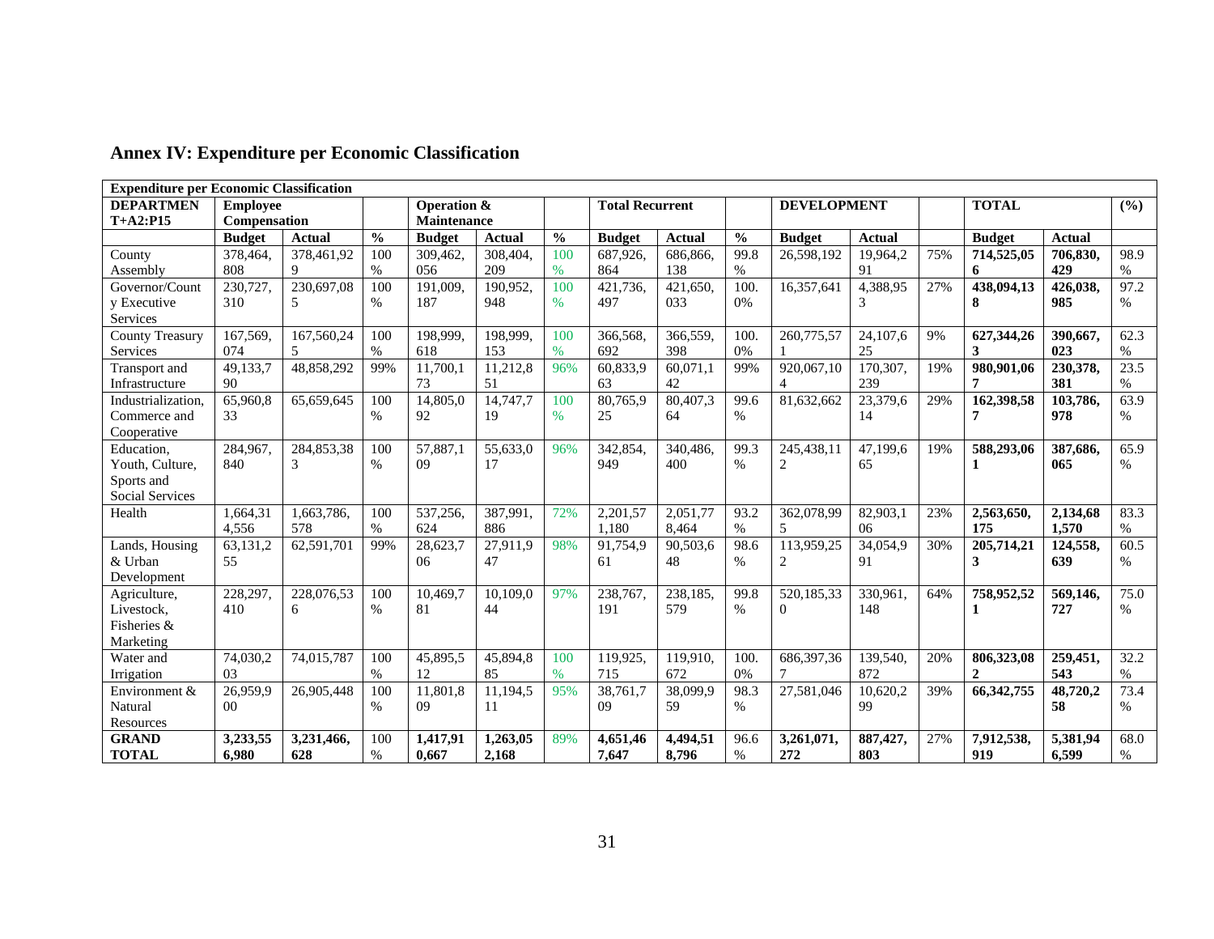## Annex IV: Expenditure per Economic Classification

| Expenditure per Economic Classification | | | | | | | | | | | | | | | |
|---|---|---|---|---|---|---|---|---|---|---|---|---|---|---|---|
| **DEPARTMENT+A2:P15** | **Employee Compensation** | | | **Operation & Maintenance** | | | **Total Recurrent** | | | **DEVELOPMENT** | | | **TOTAL** | | **(%)** |
| | **Budget** | **Actual** | **%** | **Budget** | **Actual** | **%** | **Budget** | **Actual** | **%** | **Budget** | **Actual** | | **Budget** | **Actual** | |
| County Assembly | 378,464,808 | 378,461,929 | 100% | 309,462,056 | 308,404,209 | 100% | 687,926,864 | 686,866,138 | 99.8% | 26,598,192 | 19,964,291 | 75% | **714,525,056** | **706,830,429** | 98.9% |
| Governor/County Executive Services | 230,727,310 | 230,697,085 | 100% | 191,009,187 | 190,952,948 | 100% | 421,736,497 | 421,650,033 | 100.0% | 16,357,641 | 4,388,953 | 27% | **438,094,138** | **426,038,985** | 97.2% |
| County Treasury Services | 167,569,074 | 167,560,245 | 100% | 198,999,618 | 198,999,153 | 100% | 366,568,692 | 366,559,398 | 100.0% | 260,775,571 | 24,107,625 | 9% | **627,344,263** | **390,667,023** | 62.3% |
| Transport and Infrastructure | 49,133,790 | 48,858,292 | 99% | 11,700,173 | 11,212,851 | 96% | 60,833,963 | 60,071,142 | 99% | 920,067,104 | 170,307,239 | 19% | **980,901,067** | **230,378,381** | 23.5% |
| Industrialization, Commerce and Cooperative | 65,960,833 | 65,659,645 | 100% | 14,805,092 | 14,747,719 | 100% | 80,765,925 | 80,407,364 | 99.6% | 81,632,662 | 23,379,614 | 29% | **162,398,587** | **103,786,978** | 63.9% |
| Education, Youth, Culture, Sports and Social Services | 284,967,840 | 284,853,383 | 100% | 57,887,109 | 55,633,017 | 96% | 342,854,949 | 340,486,400 | 99.3% | 245,438,112 | 47,199,665 | 19% | **588,293,061** | **387,686,065** | 65.9% |
| Health | 1,664,314,556 | 1,663,786,578 | 100% | 537,256,624 | 387,991,886 | 72% | 2,201,571,180 | 2,051,778,464 | 93.2% | 362,078,995 | 82,903,106 | 23% | **2,563,650,175** | **2,134,681,570** | 83.3% |
| Lands, Housing & Urban Development | 63,131,255 | 62,591,701 | 99% | 28,623,706 | 27,911,947 | 98% | 91,754,961 | 90,503,648 | 98.6% | 113,959,252 | 34,054,991 | 30% | **205,714,213** | **124,558,639** | 60.5% |
| Agriculture, Livestock, Fisheries & Marketing | 228,297,410 | 228,076,536 | 100% | 10,469,781 | 10,109,044 | 97% | 238,767,191 | 238,185,579 | 99.8% | 520,185,330 | 330,961,148 | 64% | **758,952,521** | **569,146,727** | 75.0% |
| Water and Irrigation | 74,030,203 | 74,015,787 | 100% | 45,895,512 | 45,894,885 | 100% | 119,925,715 | 119,910,672 | 100.0% | 686,397,367 | 139,540,872 | 20% | **806,323,082** | **259,451,543** | 32.2% |
| Environment & Natural Resources | 26,959,900 | 26,905,448 | 100% | 11,801,809 | 11,194,511 | 95% | 38,761,709 | 38,099,959 | 98.3% | 27,581,046 | 10,620,299 | 39% | **66,342,755** | **48,720,258** | 73.4% |
| **GRAND TOTAL** | **3,233,556,980** | **3,231,466,628** | 100% | **1,417,910,667** | **1,263,052,168** | 89% | **4,651,467,647** | **4,494,518,796** | 96.6% | **3,261,071,272** | **887,427,803** | 27% | **7,912,538,919** | **5,381,946,599** | 68.0% |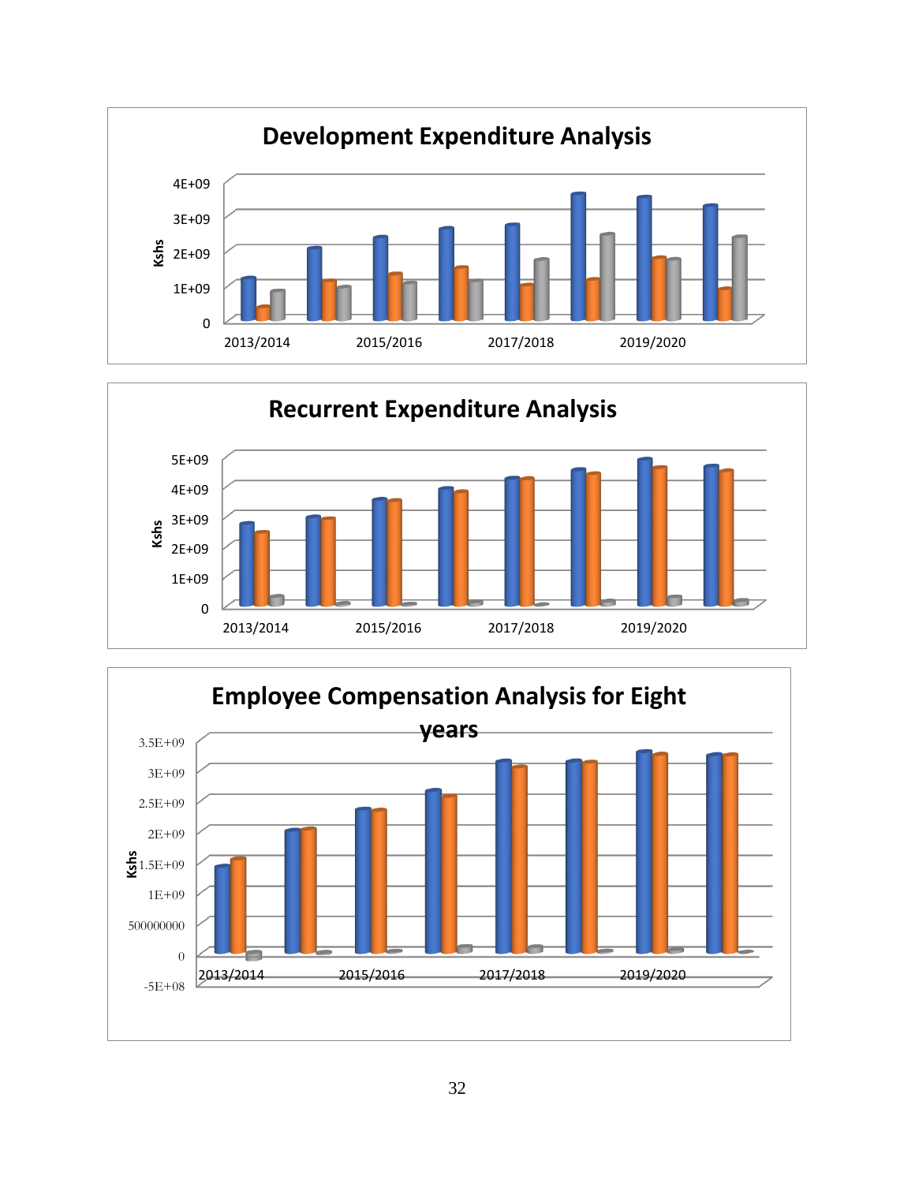**Development Expenditure Analysis**

Kshs

4E+09
3E+09
2E+09
1E+09
0

2013/2014 2015/2016 2017/2018 2019/2020

**Recurrent Expenditure Analysis**

Kshs

5E+09
4E+09
3E+09
2E+09
1E+09
0

2013/2014 2015/2016 2017/2018 2019/2020

**Employee Compensation Analysis for Eight years**

Kshs

3.5E+09
3E+09
2.5E+09
2E+09
1.5E+09
1E+09
500000000
0
-5E+08

2013/2014 2015/2016 2017/2018 2019/2020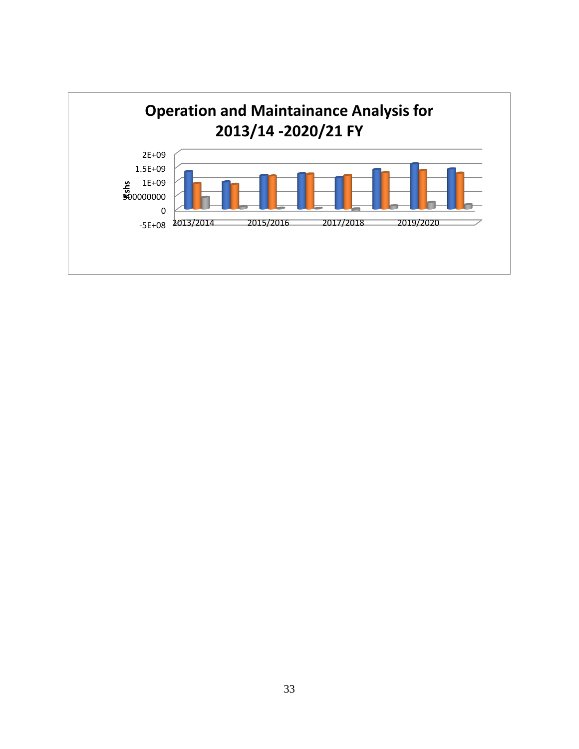**Operation and Maintainance Analysis for 2013/14 -2020/21 FY**

Kshs

2E+09

1.5E+09

1E+09

500000000

0

-5E+08

2013/2014

2015/2016

2017/2018

2019/2020